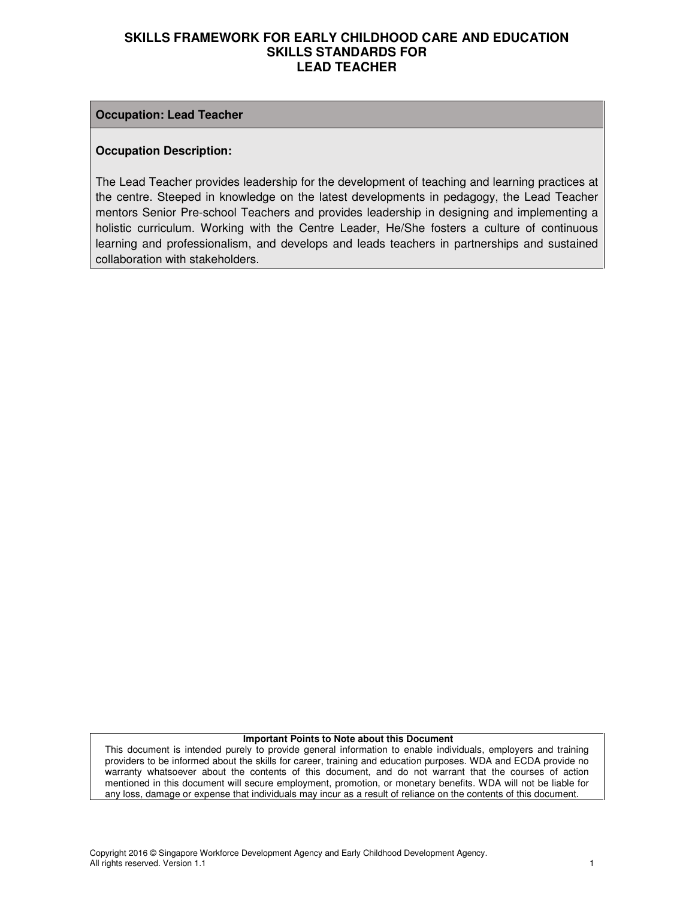# SKILLS FRAMEWORK FOR EARLY CHILDHOOD CARE AND EDUCATION
## SKILLS STANDARDS FOR
## LEAD TEACHER

| **Occupation: Lead Teacher** |
| --- |
| **Occupation Description:**<br><br>The Lead Teacher provides leadership for the development of teaching and learning practices at the centre. Steeped in knowledge on the latest developments in pedagogy, the Lead Teacher mentors Senior Pre-school Teachers and provides leadership in designing and implementing a holistic curriculum. Working with the Centre Leader, He/She fosters a culture of continuous learning and professionalism, and develops and leads teachers in partnerships and sustained collaboration with stakeholders. |

| **Important Points to Note about this Document** |
| --- |
| This document is intended purely to provide general information to enable individuals, employers and training providers to be informed about the skills for career, training and education purposes. WDA and ECDA provide no warranty whatsoever about the contents of this document, and do not warrant that the courses of action mentioned in this document will secure employment, promotion, or monetary benefits. WDA will not be liable for any loss, damage or expense that individuals may incur as a result of reliance on the contents of this document. |

Copyright 2016 © Singapore Workforce Development Agency and Early Childhood Development Agency.
All rights reserved. Version 1.1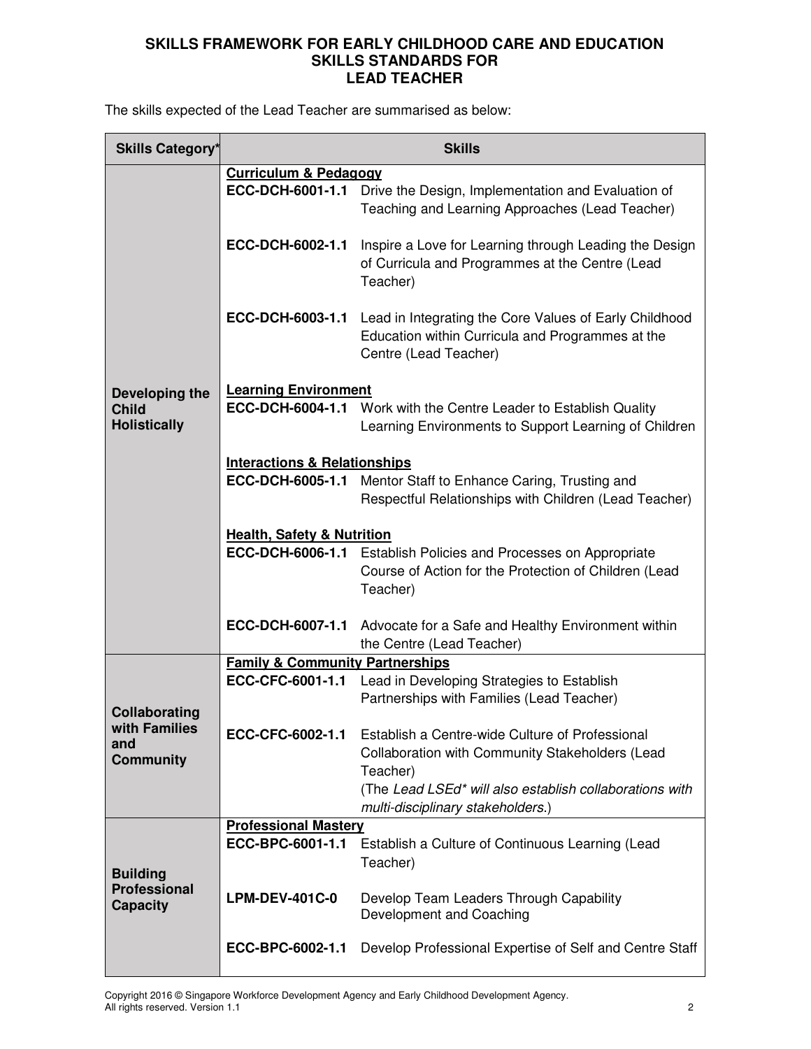# SKILLS FRAMEWORK FOR EARLY CHILDHOOD CARE AND EDUCATION
# SKILLS STANDARDS FOR
# LEAD TEACHER

The skills expected of the Lead Teacher are summarised as below:

| Skills Category* | Skills | |
|---|---|---|
| **Developing the Child Holistically** | **Curriculum & Pedagogy** | |
| | **ECC-DCH-6001-1.1** | Drive the Design, Implementation and Evaluation of Teaching and Learning Approaches (Lead Teacher) |
| | **ECC-DCH-6002-1.1** | Inspire a Love for Learning through Leading the Design of Curricula and Programmes at the Centre (Lead Teacher) |
| | **ECC-DCH-6003-1.1** | Lead in Integrating the Core Values of Early Childhood Education within Curricula and Programmes at the Centre (Lead Teacher) |
| | **Learning Environment** | |
| | **ECC-DCH-6004-1.1** | Work with the Centre Leader to Establish Quality Learning Environments to Support Learning of Children |
| | **Interactions & Relationships** | |
| | **ECC-DCH-6005-1.1** | Mentor Staff to Enhance Caring, Trusting and Respectful Relationships with Children (Lead Teacher) |
| | **Health, Safety & Nutrition** | |
| | **ECC-DCH-6006-1.1** | Establish Policies and Processes on Appropriate Course of Action for the Protection of Children (Lead Teacher) |
| | **ECC-DCH-6007-1.1** | Advocate for a Safe and Healthy Environment within the Centre (Lead Teacher) |
| **Collaborating with Families and Community** | **Family & Community Partnerships** | |
| | **ECC-CFC-6001-1.1** | Lead in Developing Strategies to Establish Partnerships with Families (Lead Teacher) |
| | **ECC-CFC-6002-1.1** | Establish a Centre-wide Culture of Professional Collaboration with Community Stakeholders (Lead Teacher) (The *Lead LSEd* will also establish collaborations with multi-disciplinary stakeholders.*) |
| **Building Professional Capacity** | **Professional Mastery** | |
| | **ECC-BPC-6001-1.1** | Establish a Culture of Continuous Learning (Lead Teacher) |
| | **LPM-DEV-401C-0** | Develop Team Leaders Through Capability Development and Coaching |
| | **ECC-BPC-6002-1.1** | Develop Professional Expertise of Self and Centre Staff |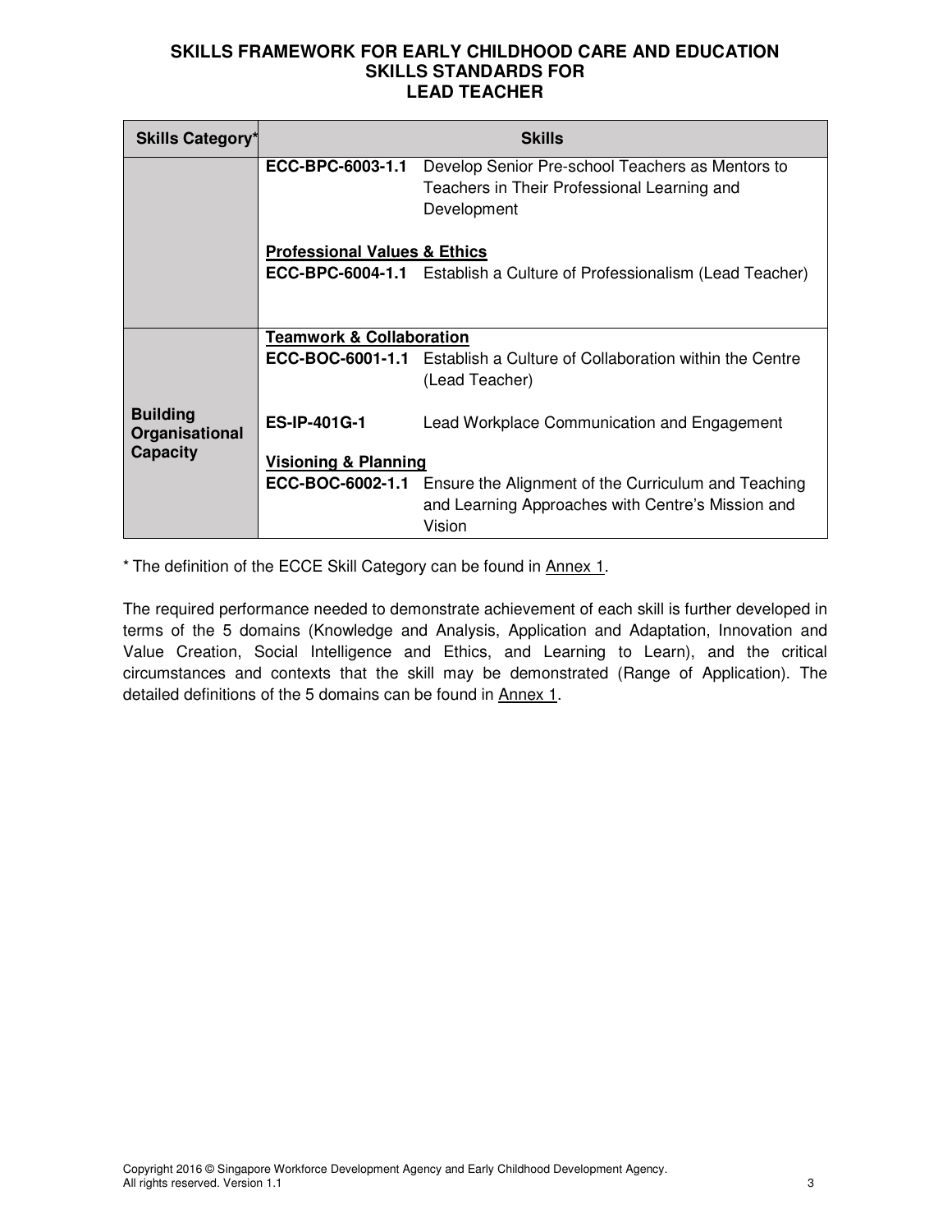**SKILLS FRAMEWORK FOR EARLY CHILDHOOD CARE AND EDUCATION**
**SKILLS STANDARDS FOR**
**LEAD TEACHER**

| Skills Category* | Skills | |
|---|---|---|
| | **ECC-BPC-6003-1.1** | Develop Senior Pre-school Teachers as Mentors to Teachers in Their Professional Learning and Development |
| | **Professional Values & Ethics** | |
| | **ECC-BPC-6004-1.1** | Establish a Culture of Professionalism (Lead Teacher) |
| **Building Organisational Capacity** | **Teamwork & Collaboration** | |
| | **ECC-BOC-6001-1.1** | Establish a Culture of Collaboration within the Centre (Lead Teacher) |
| | **ES-IP-401G-1** | Lead Workplace Communication and Engagement |
| | **Visioning & Planning** | |
| | **ECC-BOC-6002-1.1** | Ensure the Alignment of the Curriculum and Teaching and Learning Approaches with Centre's Mission and Vision |

* The definition of the ECCE Skill Category can be found in Annex 1.

The required performance needed to demonstrate achievement of each skill is further developed in terms of the 5 domains (Knowledge and Analysis, Application and Adaptation, Innovation and Value Creation, Social Intelligence and Ethics, and Learning to Learn), and the critical circumstances and contexts that the skill may be demonstrated (Range of Application). The detailed definitions of the 5 domains can be found in Annex 1.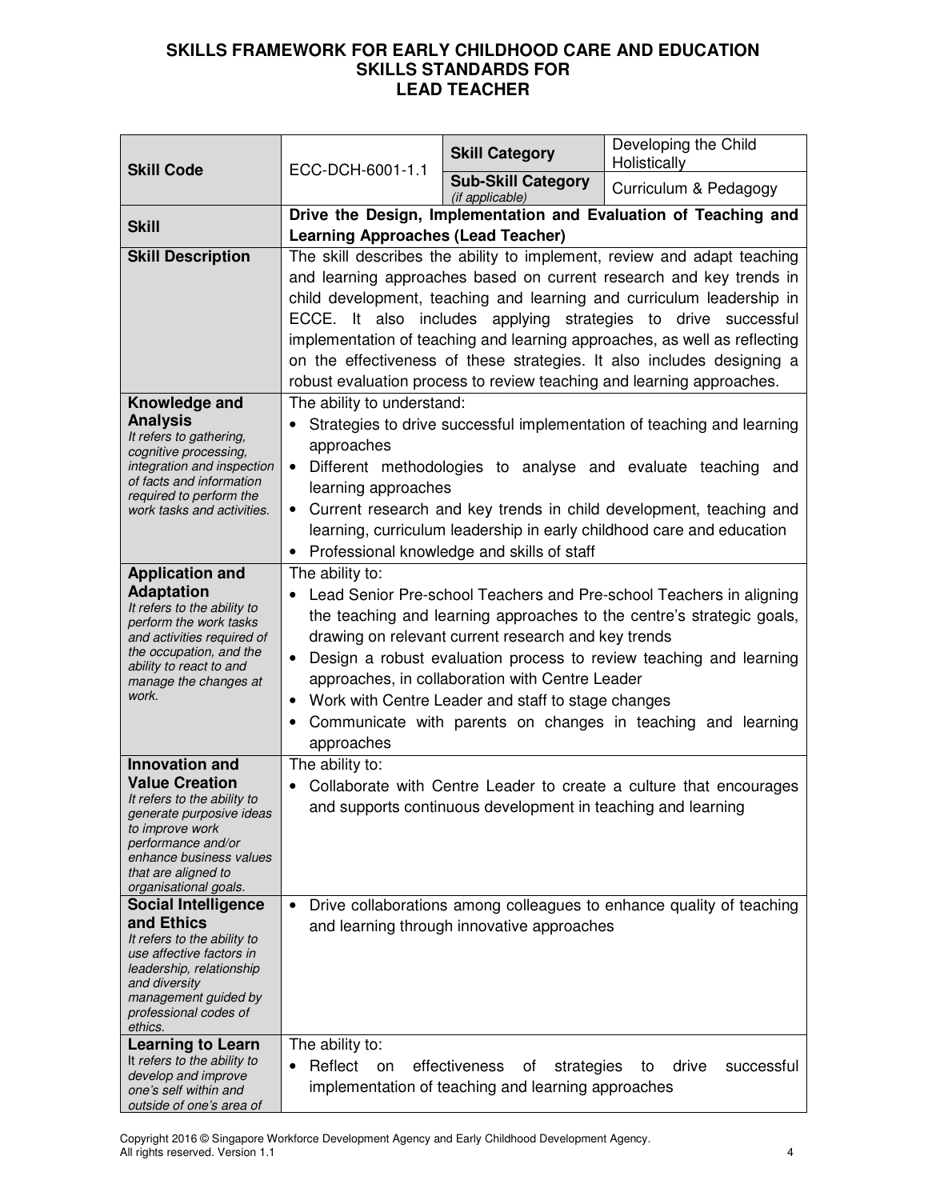**SKILLS FRAMEWORK FOR EARLY CHILDHOOD CARE AND EDUCATION**
**SKILLS STANDARDS FOR**
**LEAD TEACHER**

| **Skill Code** | ECC-DCH-6001-1.1 | **Skill Category** | Developing the Child Holistically |
|---|---|---|---|
| | | **Sub-Skill Category** *(if applicable)* | Curriculum & Pedagogy |
| **Skill** | **Drive the Design, Implementation and Evaluation of Teaching and Learning Approaches (Lead Teacher)** | | |
| **Skill Description** | The skill describes the ability to implement, review and adapt teaching and learning approaches based on current research and key trends in child development, teaching and learning and curriculum leadership in ECCE. It also includes applying strategies to drive successful implementation of teaching and learning approaches, as well as reflecting on the effectiveness of these strategies. It also includes designing a robust evaluation process to review teaching and learning approaches. | | |
| **Knowledge and Analysis** *It refers to gathering, cognitive processing, integration and inspection of facts and information required to perform the work tasks and activities.* | The ability to understand: <br>• Strategies to drive successful implementation of teaching and learning approaches <br>• Different methodologies to analyse and evaluate teaching and learning approaches <br>• Current research and key trends in child development, teaching and learning, curriculum leadership in early childhood care and education <br>• Professional knowledge and skills of staff | | |
| **Application and Adaptation** *It refers to the ability to perform the work tasks and activities required of the occupation, and the ability to react to and manage the changes at work.* | The ability to: <br>• Lead Senior Pre-school Teachers and Pre-school Teachers in aligning the teaching and learning approaches to the centre's strategic goals, drawing on relevant current research and key trends <br>• Design a robust evaluation process to review teaching and learning approaches, in collaboration with Centre Leader <br>• Work with Centre Leader and staff to stage changes <br>• Communicate with parents on changes in teaching and learning approaches | | |
| **Innovation and Value Creation** *It refers to the ability to generate purposive ideas to improve work performance and/or enhance business values that are aligned to organisational goals.* | The ability to: <br>• Collaborate with Centre Leader to create a culture that encourages and supports continuous development in teaching and learning | | |
| **Social Intelligence and Ethics** *It refers to the ability to use affective factors in leadership, relationship and diversity management guided by professional codes of ethics.* | • Drive collaborations among colleagues to enhance quality of teaching and learning through innovative approaches | | |
| **Learning to Learn** *It refers to the ability to develop and improve one's self within and outside of one's area of* | The ability to: <br>• Reflect on effectiveness of strategies to drive successful implementation of teaching and learning approaches | | |

Copyright 2016 © Singapore Workforce Development Agency and Early Childhood Development Agency. All rights reserved. Version 1.1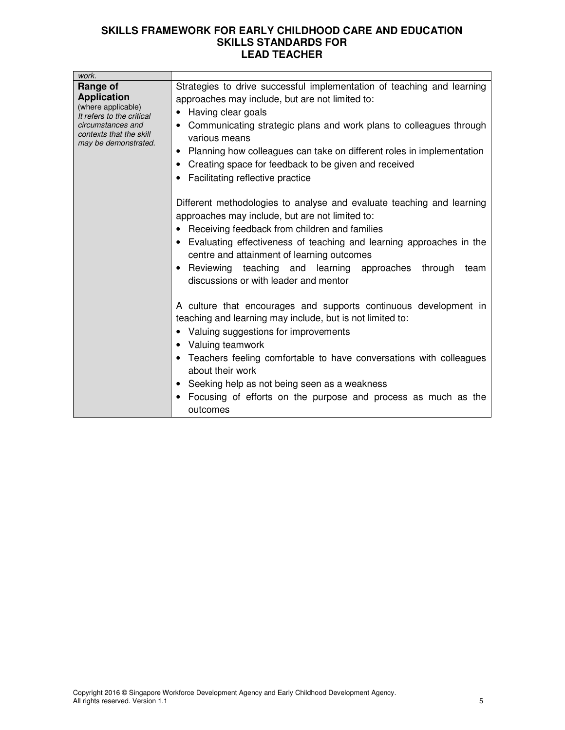| | |
|---|---|
| *work.* | |
| **Range of Application**<br>(where applicable)<br>*It refers to the critical circumstances and contexts that the skill may be demonstrated.* | Strategies to drive successful implementation of teaching and learning approaches may include, but are not limited to:<br>• Having clear goals<br>• Communicating strategic plans and work plans to colleagues through various means<br>• Planning how colleagues can take on different roles in implementation<br>• Creating space for feedback to be given and received<br>• Facilitating reflective practice<br><br>Different methodologies to analyse and evaluate teaching and learning approaches may include, but are not limited to:<br>• Receiving feedback from children and families<br>• Evaluating effectiveness of teaching and learning approaches in the centre and attainment of learning outcomes<br>• Reviewing teaching and learning approaches through team discussions or with leader and mentor<br><br>A culture that encourages and supports continuous development in teaching and learning may include, but is not limited to:<br>• Valuing suggestions for improvements<br>• Valuing teamwork<br>• Teachers feeling comfortable to have conversations with colleagues about their work<br>• Seeking help as not being seen as a weakness<br>• Focusing of efforts on the purpose and process as much as the outcomes |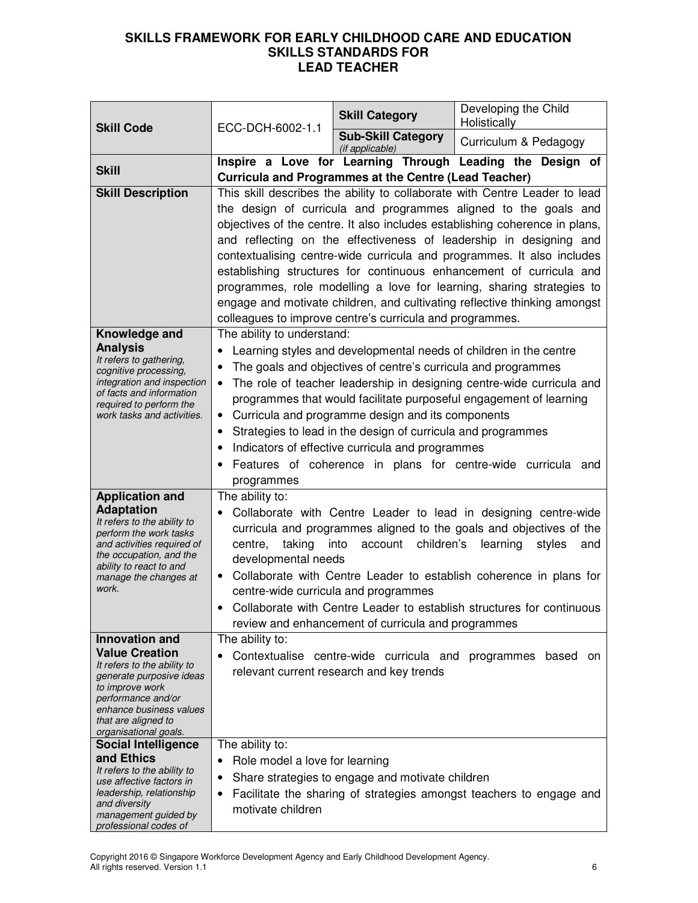# SKILLS FRAMEWORK FOR EARLY CHILDHOOD CARE AND EDUCATION
## SKILLS STANDARDS FOR
## LEAD TEACHER

| **Skill Code** | ECC-DCH-6002-1.1 | **Skill Category** | Developing the Child Holistically |
|---|---|---|---|
| | | **Sub-Skill Category** *(if applicable)* | Curriculum & Pedagogy |
| **Skill** | **Inspire a Love for Learning Through Leading the Design of Curricula and Programmes at the Centre (Lead Teacher)** | | |
| **Skill Description** | This skill describes the ability to collaborate with Centre Leader to lead the design of curricula and programmes aligned to the goals and objectives of the centre. It also includes establishing coherence in plans, and reflecting on the effectiveness of leadership in designing and contextualising centre-wide curricula and programmes. It also includes establishing structures for continuous enhancement of curricula and programmes, role modelling a love for learning, sharing strategies to engage and motivate children, and cultivating reflective thinking amongst colleagues to improve centre's curricula and programmes. | | |
| **Knowledge and Analysis** *It refers to gathering, cognitive processing, integration and inspection of facts and information required to perform the work tasks and activities.* | The ability to understand:<br>• Learning styles and developmental needs of children in the centre<br>• The goals and objectives of centre's curricula and programmes<br>• The role of teacher leadership in designing centre-wide curricula and programmes that would facilitate purposeful engagement of learning<br>• Curricula and programme design and its components<br>• Strategies to lead in the design of curricula and programmes<br>• Indicators of effective curricula and programmes<br>• Features of coherence in plans for centre-wide curricula and programmes | | |
| **Application and Adaptation** *It refers to the ability to perform the work tasks and activities required of the occupation, and the ability to react to and manage the changes at work.* | The ability to:<br>• Collaborate with Centre Leader to lead in designing centre-wide curricula and programmes aligned to the goals and objectives of the centre, taking into account children's learning styles and developmental needs<br>• Collaborate with Centre Leader to establish coherence in plans for centre-wide curricula and programmes<br>• Collaborate with Centre Leader to establish structures for continuous review and enhancement of curricula and programmes | | |
| **Innovation and Value Creation** *It refers to the ability to generate purposive ideas to improve work performance and/or enhance business values that are aligned to organisational goals.* | The ability to:<br>• Contextualise centre-wide curricula and programmes based on relevant current research and key trends | | |
| **Social Intelligence and Ethics** *It refers to the ability to use affective factors in leadership, relationship and diversity management guided by professional codes of* | The ability to:<br>• Role model a love for learning<br>• Share strategies to engage and motivate children<br>• Facilitate the sharing of strategies amongst teachers to engage and motivate children | | |

Copyright 2016 © Singapore Workforce Development Agency and Early Childhood Development Agency. All rights reserved. Version 1.1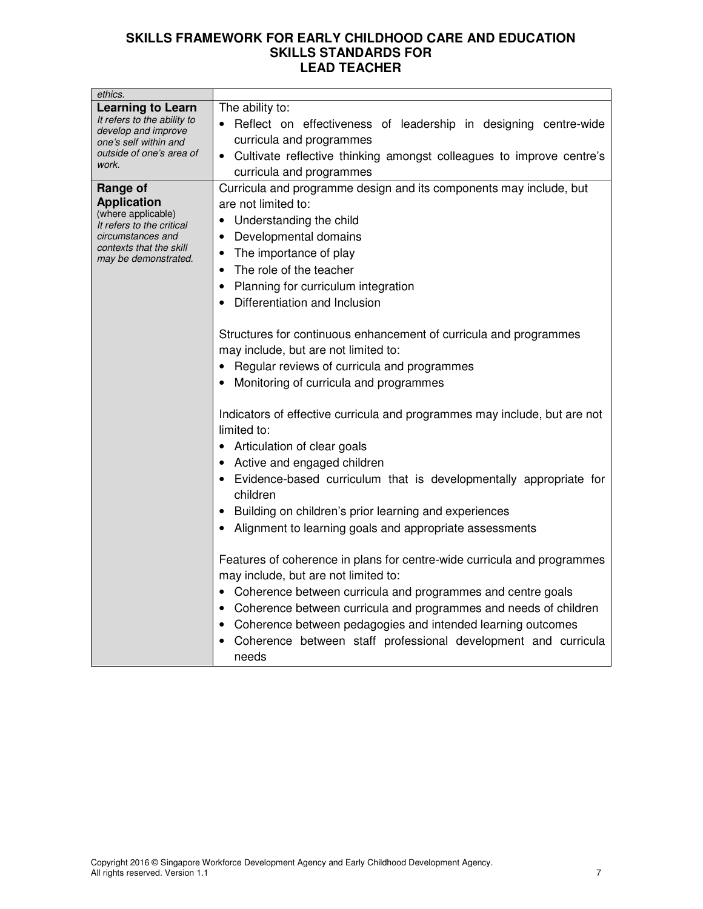| | |
|---|---|
| *ethics.* | |
| **Learning to Learn**<br>*It refers to the ability to develop and improve one's self within and outside of one's area of work.* | The ability to:<br>• Reflect on effectiveness of leadership in designing centre-wide curricula and programmes<br>• Cultivate reflective thinking amongst colleagues to improve centre's curricula and programmes |
| **Range of Application**<br>(where applicable)<br>*It refers to the critical circumstances and contexts that the skill may be demonstrated.* | Curricula and programme design and its components may include, but are not limited to:<br>• Understanding the child<br>• Developmental domains<br>• The importance of play<br>• The role of the teacher<br>• Planning for curriculum integration<br>• Differentiation and Inclusion<br><br>Structures for continuous enhancement of curricula and programmes may include, but are not limited to:<br>• Regular reviews of curricula and programmes<br>• Monitoring of curricula and programmes<br><br>Indicators of effective curricula and programmes may include, but are not limited to:<br>• Articulation of clear goals<br>• Active and engaged children<br>• Evidence-based curriculum that is developmentally appropriate for children<br>• Building on children's prior learning and experiences<br>• Alignment to learning goals and appropriate assessments<br><br>Features of coherence in plans for centre-wide curricula and programmes may include, but are not limited to:<br>• Coherence between curricula and programmes and centre goals<br>• Coherence between curricula and programmes and needs of children<br>• Coherence between pedagogies and intended learning outcomes<br>• Coherence between staff professional development and curricula needs |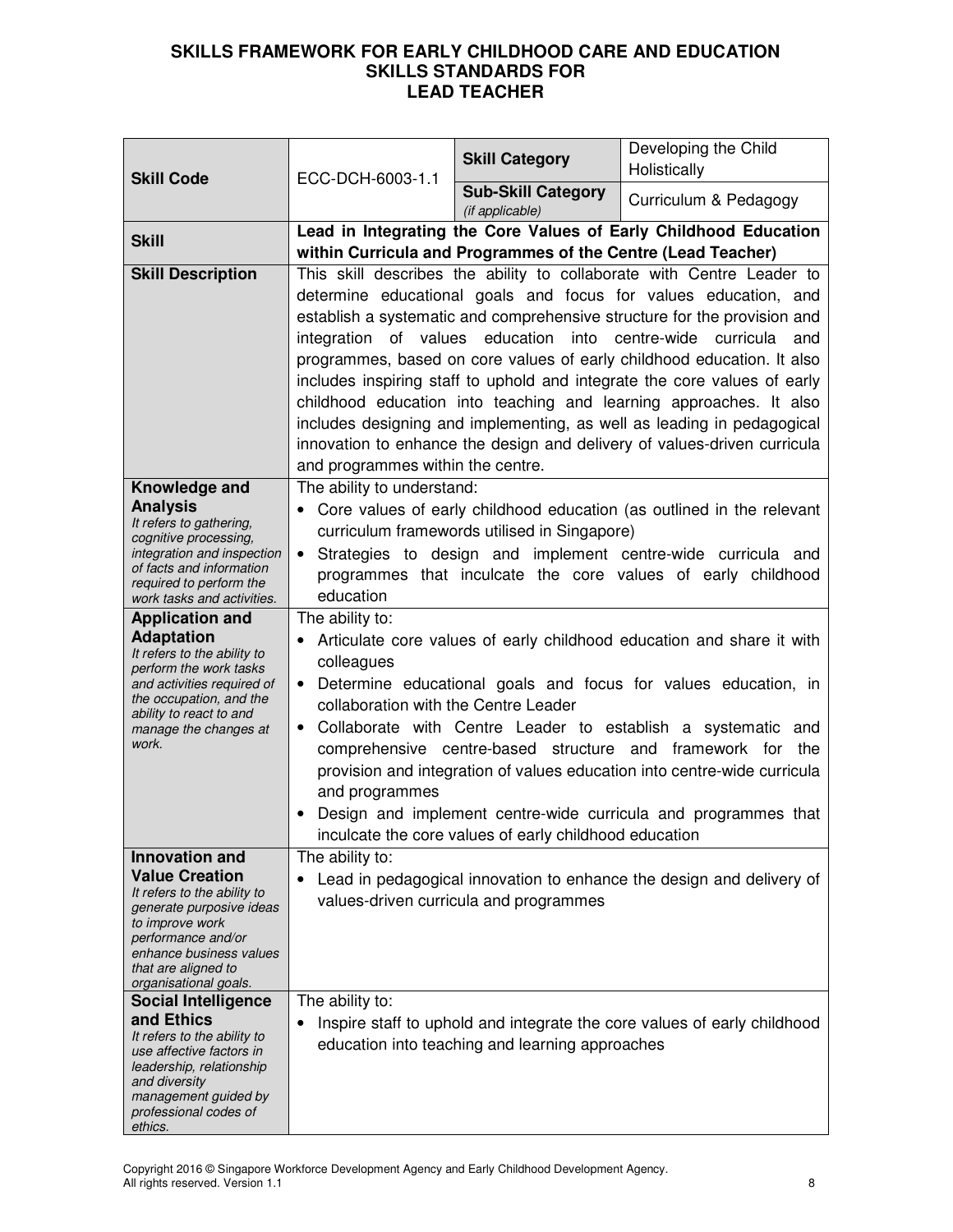# SKILLS FRAMEWORK FOR EARLY CHILDHOOD CARE AND EDUCATION
## SKILLS STANDARDS FOR
## LEAD TEACHER

| **Skill Code** | ECC-DCH-6003-1.1 | **Skill Category** | Developing the Child Holistically |
|---|---|---|---|
| | | **Sub-Skill Category** *(if applicable)* | Curriculum & Pedagogy |
| **Skill** | **Lead in Integrating the Core Values of Early Childhood Education within Curricula and Programmes of the Centre (Lead Teacher)** | | |
| **Skill Description** | This skill describes the ability to collaborate with Centre Leader to determine educational goals and focus for values education, and establish a systematic and comprehensive structure for the provision and integration of values education into centre-wide curricula and programmes, based on core values of early childhood education. It also includes inspiring staff to uphold and integrate the core values of early childhood education into teaching and learning approaches. It also includes designing and implementing, as well as leading in pedagogical innovation to enhance the design and delivery of values-driven curricula and programmes within the centre. | | |
| **Knowledge and Analysis** *It refers to gathering, cognitive processing, integration and inspection of facts and information required to perform the work tasks and activities.* | The ability to understand:<br>• Core values of early childhood education (as outlined in the relevant curriculum framewords utilised in Singapore)<br>• Strategies to design and implement centre-wide curricula and programmes that inculcate the core values of early childhood education | | |
| **Application and Adaptation** *It refers to the ability to perform the work tasks and activities required of the occupation, and the ability to react to and manage the changes at work.* | The ability to:<br>• Articulate core values of early childhood education and share it with colleagues<br>• Determine educational goals and focus for values education, in collaboration with the Centre Leader<br>• Collaborate with Centre Leader to establish a systematic and comprehensive centre-based structure and framework for the provision and integration of values education into centre-wide curricula and programmes<br>• Design and implement centre-wide curricula and programmes that inculcate the core values of early childhood education | | |
| **Innovation and Value Creation** *It refers to the ability to generate purposive ideas to improve work performance and/or enhance business values that are aligned to organisational goals.* | The ability to:<br>• Lead in pedagogical innovation to enhance the design and delivery of values-driven curricula and programmes | | |
| **Social Intelligence and Ethics** *It refers to the ability to use affective factors in leadership, relationship and diversity management guided by professional codes of ethics.* | The ability to:<br>• Inspire staff to uphold and integrate the core values of early childhood education into teaching and learning approaches | | |

Copyright 2016 © Singapore Workforce Development Agency and Early Childhood Development Agency. All rights reserved. Version 1.1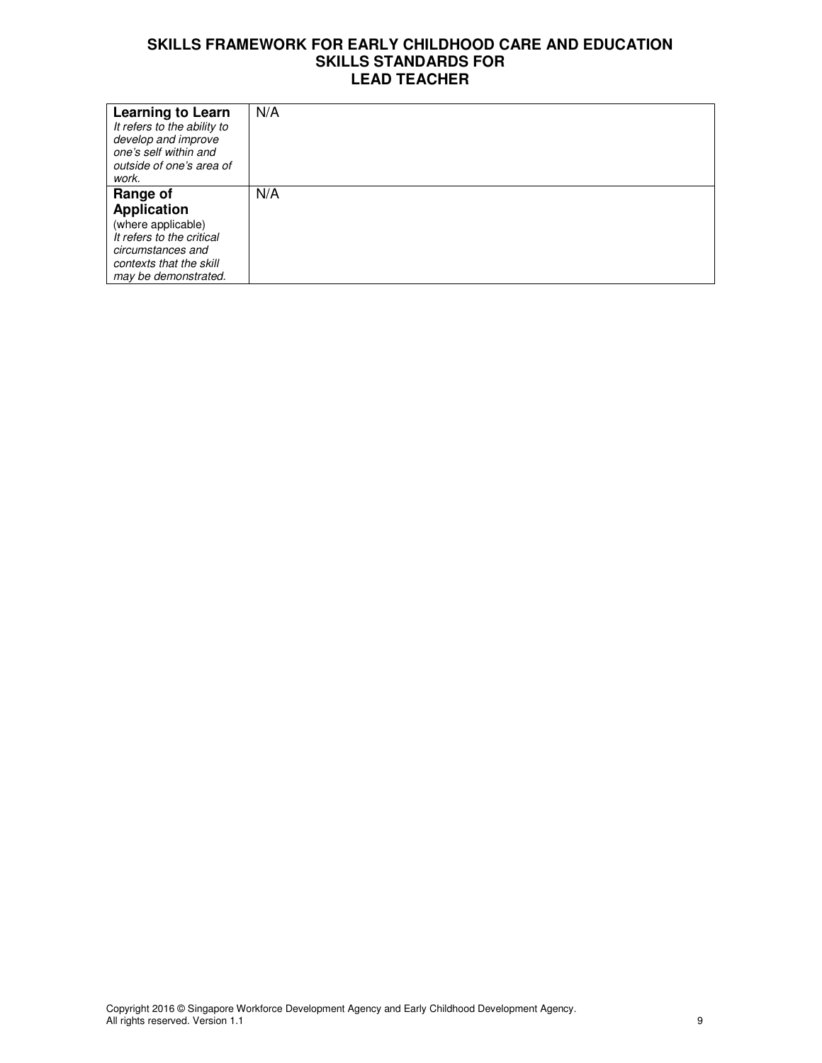| **Learning to Learn**<br>*It refers to the ability to develop and improve one's self within and outside of one's area of work.* | N/A |
| --- | --- |
| **Range of Application**<br>(where applicable)<br>*It refers to the critical circumstances and contexts that the skill may be demonstrated.* | N/A |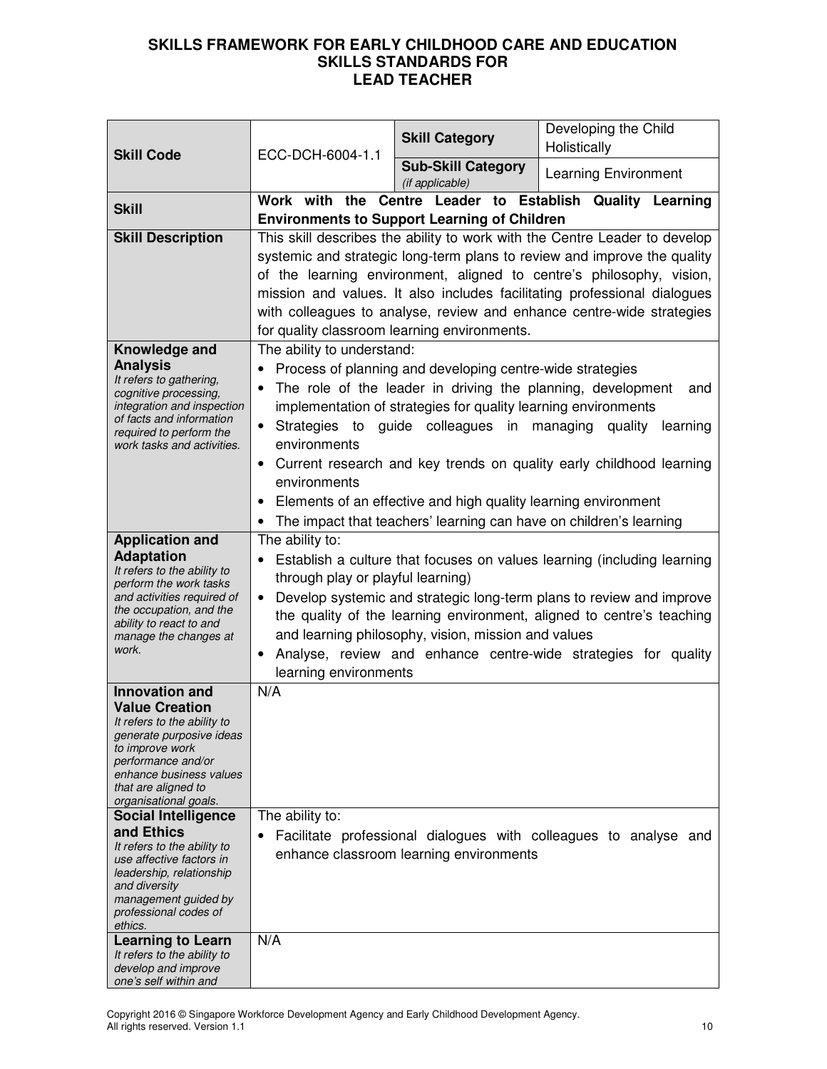# SKILLS FRAMEWORK FOR EARLY CHILDHOOD CARE AND EDUCATION
## SKILLS STANDARDS FOR
## LEAD TEACHER

| **Skill Code** | ECC-DCH-6004-1.1 | **Skill Category** | Developing the Child Holistically |
|---|---|---|---|
| | | **Sub-Skill Category** *(if applicable)* | Learning Environment |
| **Skill** | **Work with the Centre Leader to Establish Quality Learning Environments to Support Learning of Children** | | |
| **Skill Description** | This skill describes the ability to work with the Centre Leader to develop systemic and strategic long-term plans to review and improve the quality of the learning environment, aligned to centre's philosophy, vision, mission and values. It also includes facilitating professional dialogues with colleagues to analyse, review and enhance centre-wide strategies for quality classroom learning environments. | | |
| **Knowledge and Analysis** *It refers to gathering, cognitive processing, integration and inspection of facts and information required to perform the work tasks and activities.* | The ability to understand:<br>• Process of planning and developing centre-wide strategies<br>• The role of the leader in driving the planning, development and implementation of strategies for quality learning environments<br>• Strategies to guide colleagues in managing quality learning environments<br>• Current research and key trends on quality early childhood learning environments<br>• Elements of an effective and high quality learning environment<br>• The impact that teachers' learning can have on children's learning | | |
| **Application and Adaptation** *It refers to the ability to perform the work tasks and activities required of the occupation, and the ability to react to and manage the changes at work.* | The ability to:<br>• Establish a culture that focuses on values learning (including learning through play or playful learning)<br>• Develop systemic and strategic long-term plans to review and improve the quality of the learning environment, aligned to centre's teaching and learning philosophy, vision, mission and values<br>• Analyse, review and enhance centre-wide strategies for quality learning environments | | |
| **Innovation and Value Creation** *It refers to the ability to generate purposive ideas to improve work performance and/or enhance business values that are aligned to organisational goals.* | N/A | | |
| **Social Intelligence and Ethics** *It refers to the ability to use affective factors in leadership, relationship and diversity management guided by professional codes of ethics.* | The ability to:<br>• Facilitate professional dialogues with colleagues to analyse and enhance classroom learning environments | | |
| **Learning to Learn** *It refers to the ability to develop and improve one's self within and* | N/A | | |

Copyright 2016 © Singapore Workforce Development Agency and Early Childhood Development Agency. All rights reserved. Version 1.1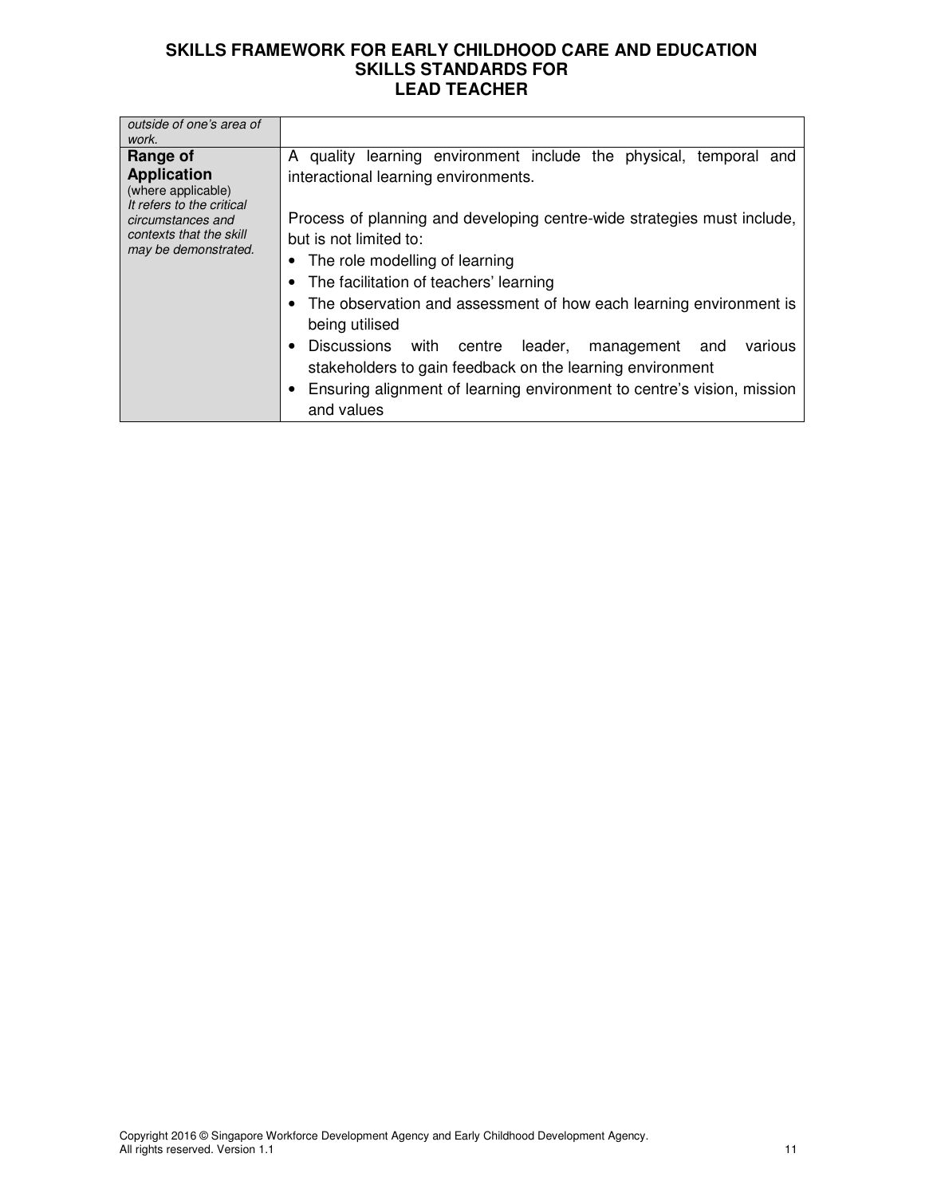| | |
|---|---|
| *outside of one's area of work.* | |
| **Range of Application** (where applicable) *It refers to the critical circumstances and contexts that the skill may be demonstrated.* | A quality learning environment include the physical, temporal and interactional learning environments.<br><br>Process of planning and developing centre-wide strategies must include, but is not limited to:<br>• The role modelling of learning<br>• The facilitation of teachers' learning<br>• The observation and assessment of how each learning environment is being utilised<br>• Discussions with centre leader, management and various stakeholders to gain feedback on the learning environment<br>• Ensuring alignment of learning environment to centre's vision, mission and values |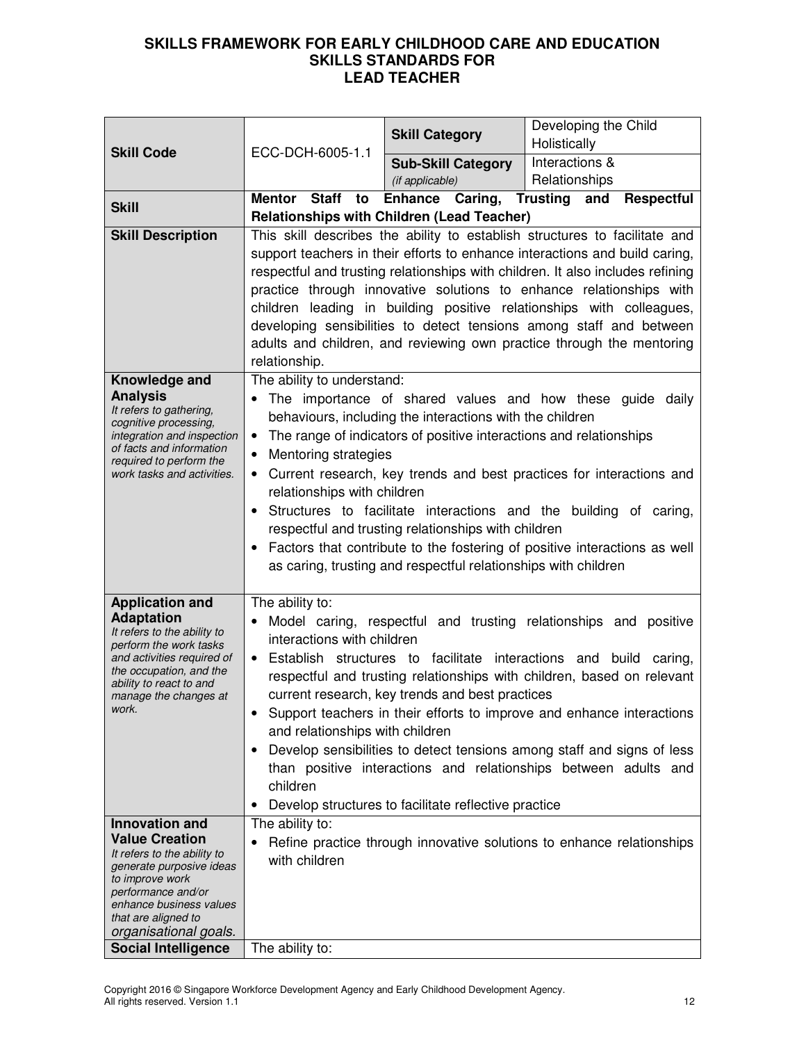# SKILLS FRAMEWORK FOR EARLY CHILDHOOD CARE AND EDUCATION
## SKILLS STANDARDS FOR
## LEAD TEACHER

| | | | |
|---|---|---|---|
| **Skill Code** | ECC-DCH-6005-1.1 | **Skill Category** | Developing the Child Holistically |
| | | **Sub-Skill Category** *(if applicable)* | Interactions & Relationships |
| **Skill** | **Mentor Staff to Enhance Caring, Trusting and Respectful Relationships with Children (Lead Teacher)** | | |
| **Skill Description** | This skill describes the ability to establish structures to facilitate and support teachers in their efforts to enhance interactions and build caring, respectful and trusting relationships with children. It also includes refining practice through innovative solutions to enhance relationships with children leading in building positive relationships with colleagues, developing sensibilities to detect tensions among staff and between adults and children, and reviewing own practice through the mentoring relationship. | | |
| **Knowledge and Analysis** *It refers to gathering, cognitive processing, integration and inspection of facts and information required to perform the work tasks and activities.* | The ability to understand:<br>• The importance of shared values and how these guide daily behaviours, including the interactions with the children<br>• The range of indicators of positive interactions and relationships<br>• Mentoring strategies<br>• Current research, key trends and best practices for interactions and relationships with children<br>• Structures to facilitate interactions and the building of caring, respectful and trusting relationships with children<br>• Factors that contribute to the fostering of positive interactions as well as caring, trusting and respectful relationships with children | | |
| **Application and Adaptation** *It refers to the ability to perform the work tasks and activities required of the occupation, and the ability to react to and manage the changes at work.* | The ability to:<br>• Model caring, respectful and trusting relationships and positive interactions with children<br>• Establish structures to facilitate interactions and build caring, respectful and trusting relationships with children, based on relevant current research, key trends and best practices<br>• Support teachers in their efforts to improve and enhance interactions and relationships with children<br>• Develop sensibilities to detect tensions among staff and signs of less than positive interactions and relationships between adults and children<br>• Develop structures to facilitate reflective practice | | |
| **Innovation and Value Creation** *It refers to the ability to generate purposive ideas to improve work performance and/or enhance business values that are aligned to organisational goals.* | The ability to:<br>• Refine practice through innovative solutions to enhance relationships with children | | |
| **Social Intelligence** | The ability to: | | |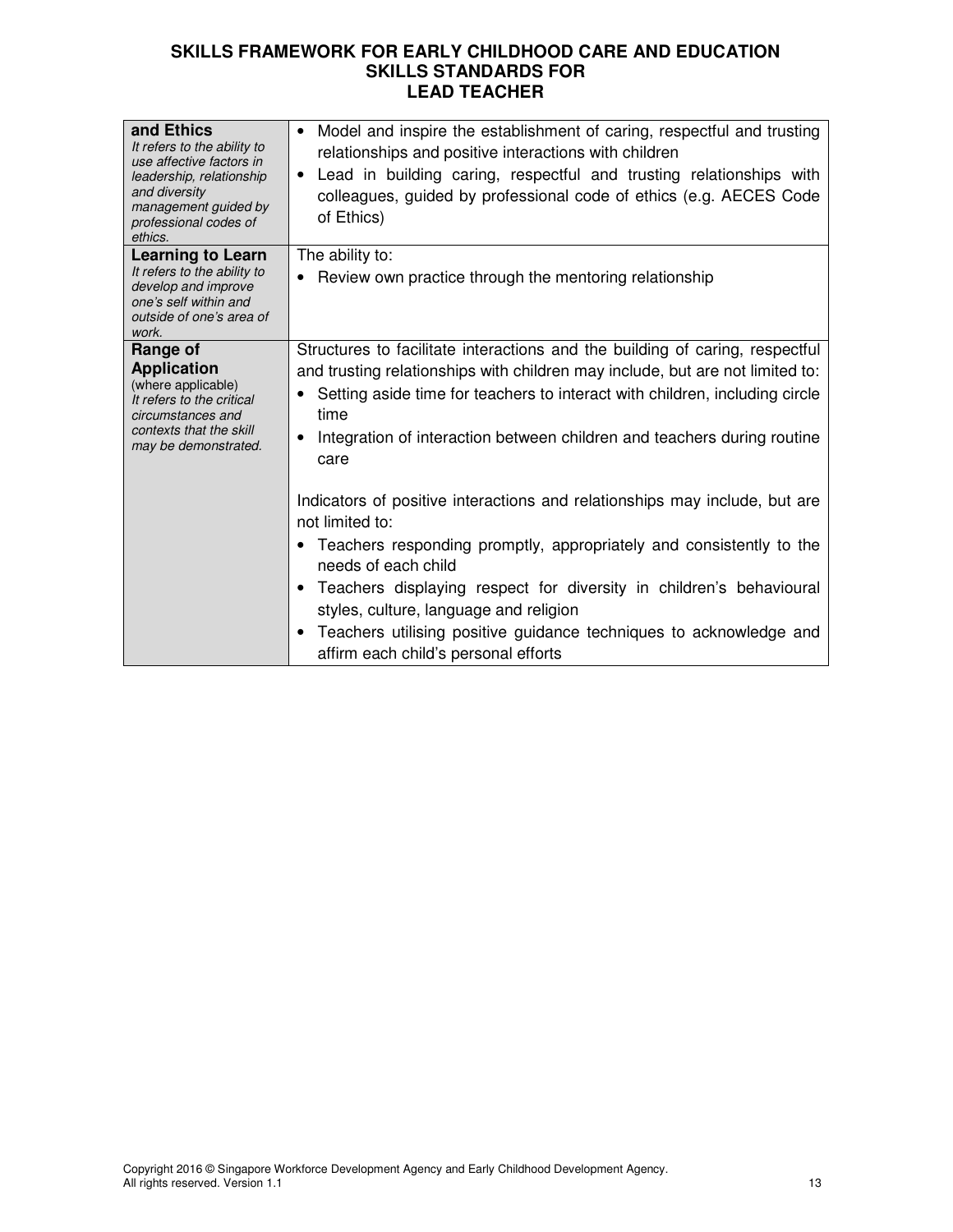| and Ethics<br>*It refers to the ability to use affective factors in leadership, relationship and diversity management guided by professional codes of ethics.* | • Model and inspire the establishment of caring, respectful and trusting relationships and positive interactions with children<br>• Lead in building caring, respectful and trusting relationships with colleagues, guided by professional code of ethics (e.g. AECES Code of Ethics) |
| --- | --- |
| **Learning to Learn**<br>*It refers to the ability to develop and improve one's self within and outside of one's area of work.* | The ability to:<br>• Review own practice through the mentoring relationship |
| **Range of Application**<br>(where applicable)<br>*It refers to the critical circumstances and contexts that the skill may be demonstrated.* | Structures to facilitate interactions and the building of caring, respectful and trusting relationships with children may include, but are not limited to:<br>• Setting aside time for teachers to interact with children, including circle time<br>• Integration of interaction between children and teachers during routine care<br><br>Indicators of positive interactions and relationships may include, but are not limited to:<br>• Teachers responding promptly, appropriately and consistently to the needs of each child<br>• Teachers displaying respect for diversity in children's behavioural styles, culture, language and religion<br>• Teachers utilising positive guidance techniques to acknowledge and affirm each child's personal efforts |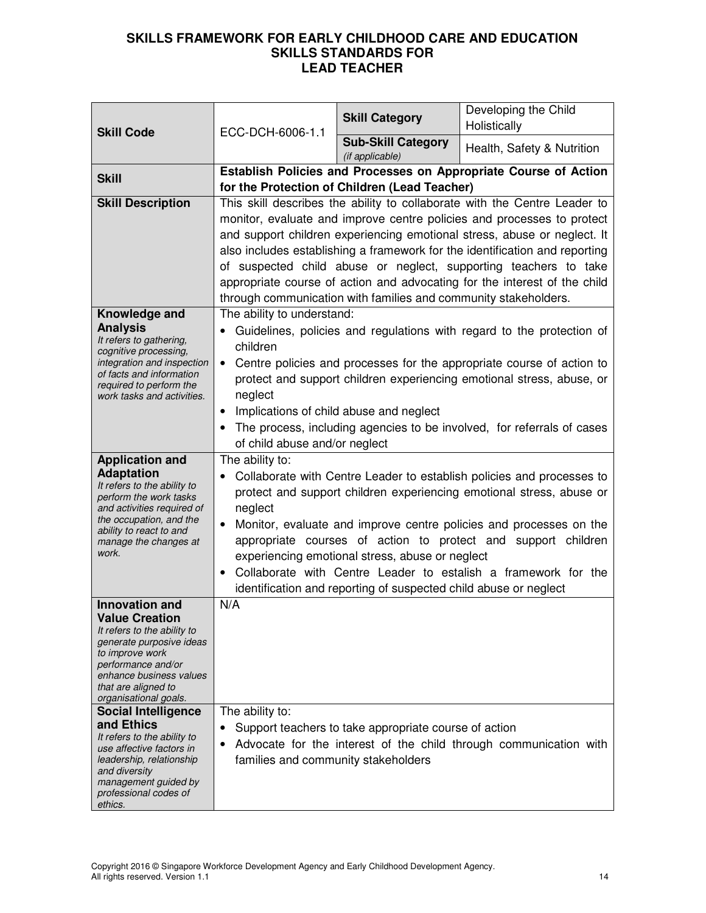**SKILLS FRAMEWORK FOR EARLY CHILDHOOD CARE AND EDUCATION**
**SKILLS STANDARDS FOR**
**LEAD TEACHER**

| **Skill Code** | ECC-DCH-6006-1.1 | **Skill Category** | Developing the Child Holistically |
|---|---|---|---|
| | | **Sub-Skill Category** *(if applicable)* | Health, Safety & Nutrition |
| **Skill** | **Establish Policies and Processes on Appropriate Course of Action for the Protection of Children (Lead Teacher)** | | |
| **Skill Description** | This skill describes the ability to collaborate with the Centre Leader to monitor, evaluate and improve centre policies and processes to protect and support children experiencing emotional stress, abuse or neglect. It also includes establishing a framework for the identification and reporting of suspected child abuse or neglect, supporting teachers to take appropriate course of action and advocating for the interest of the child through communication with families and community stakeholders. | | |
| **Knowledge and Analysis** *It refers to gathering, cognitive processing, integration and inspection of facts and information required to perform the work tasks and activities.* | The ability to understand:<br>• Guidelines, policies and regulations with regard to the protection of children<br>• Centre policies and processes for the appropriate course of action to protect and support children experiencing emotional stress, abuse, or neglect<br>• Implications of child abuse and neglect<br>• The process, including agencies to be involved, for referrals of cases of child abuse and/or neglect | | |
| **Application and Adaptation** *It refers to the ability to perform the work tasks and activities required of the occupation, and the ability to react to and manage the changes at work.* | The ability to:<br>• Collaborate with Centre Leader to establish policies and processes to protect and support children experiencing emotional stress, abuse or neglect<br>• Monitor, evaluate and improve centre policies and processes on the appropriate courses of action to protect and support children experiencing emotional stress, abuse or neglect<br>• Collaborate with Centre Leader to estalish a framework for the identification and reporting of suspected child abuse or neglect | | |
| **Innovation and Value Creation** *It refers to the ability to generate purposive ideas to improve work performance and/or enhance business values that are aligned to organisational goals.* | N/A | | |
| **Social Intelligence and Ethics** *It refers to the ability to use affective factors in leadership, relationship and diversity management guided by professional codes of ethics.* | The ability to:<br>• Support teachers to take appropriate course of action<br>• Advocate for the interest of the child through communication with families and community stakeholders | | |

Copyright 2016 © Singapore Workforce Development Agency and Early Childhood Development Agency. All rights reserved. Version 1.1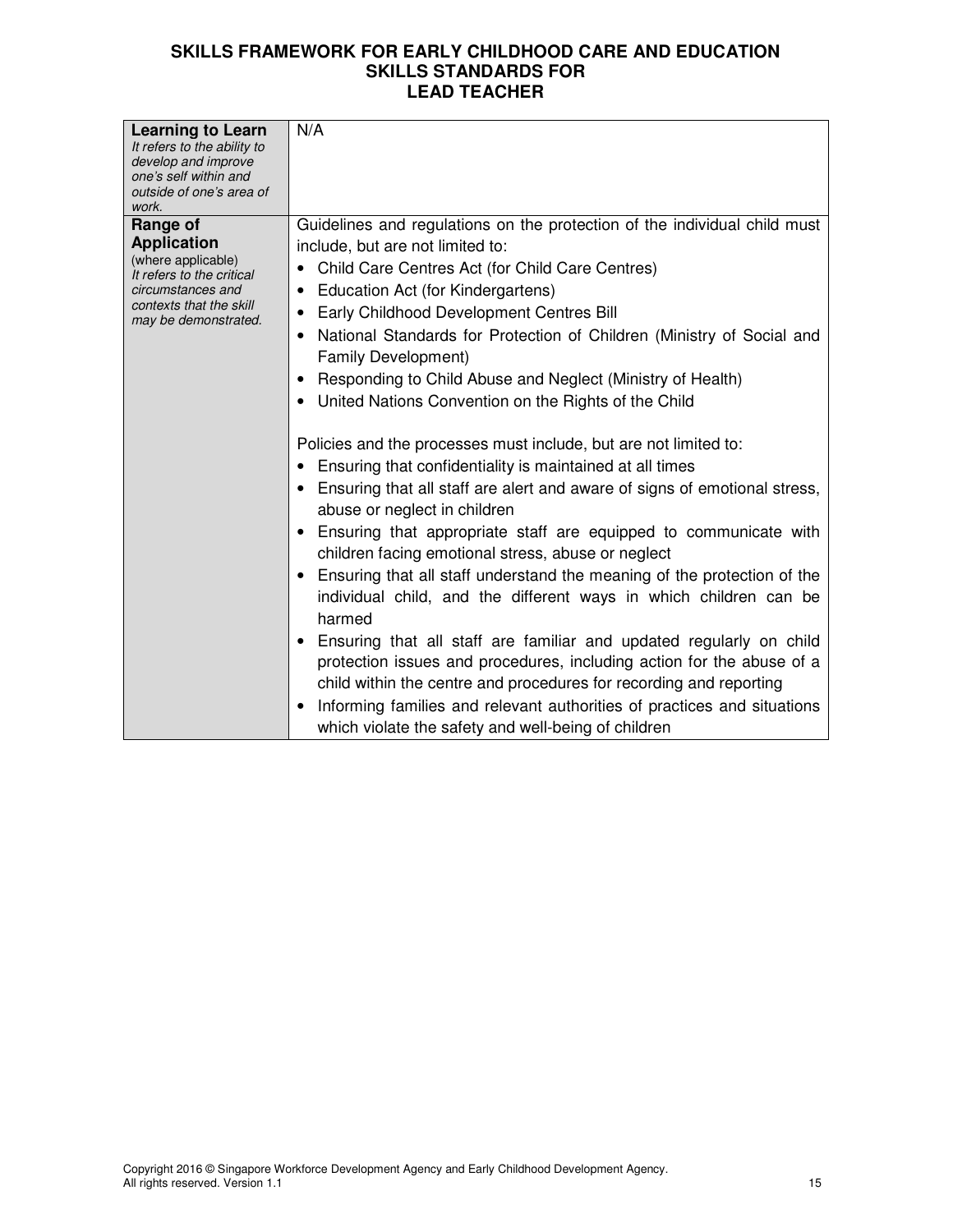| | |
|---|---|
| **Learning to Learn** *It refers to the ability to develop and improve one's self within and outside of one's area of work.* | N/A |
| **Range of Application** (where applicable) *It refers to the critical circumstances and contexts that the skill may be demonstrated.* | Guidelines and regulations on the protection of the individual child must include, but are not limited to:<br>• Child Care Centres Act (for Child Care Centres)<br>• Education Act (for Kindergartens)<br>• Early Childhood Development Centres Bill<br>• National Standards for Protection of Children (Ministry of Social and Family Development)<br>• Responding to Child Abuse and Neglect (Ministry of Health)<br>• United Nations Convention on the Rights of the Child<br><br>Policies and the processes must include, but are not limited to:<br>• Ensuring that confidentiality is maintained at all times<br>• Ensuring that all staff are alert and aware of signs of emotional stress, abuse or neglect in children<br>• Ensuring that appropriate staff are equipped to communicate with children facing emotional stress, abuse or neglect<br>• Ensuring that all staff understand the meaning of the protection of the individual child, and the different ways in which children can be harmed<br>• Ensuring that all staff are familiar and updated regularly on child protection issues and procedures, including action for the abuse of a child within the centre and procedures for recording and reporting<br>• Informing families and relevant authorities of practices and situations which violate the safety and well-being of children |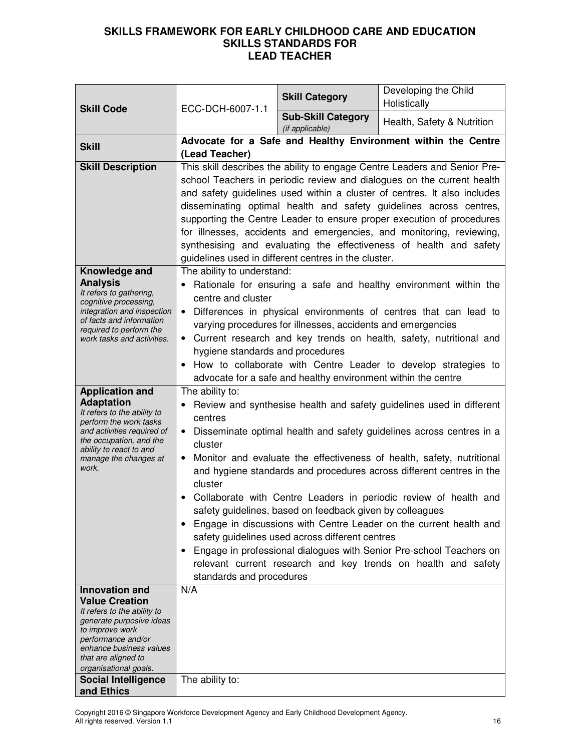# SKILLS FRAMEWORK FOR EARLY CHILDHOOD CARE AND EDUCATION SKILLS STANDARDS FOR LEAD TEACHER

| Skill Code | ECC-DCH-6007-1.1 | Skill Category | Developing the Child Holistically |
|---|---|---|---|
| | | Sub-Skill Category *(if applicable)* | Health, Safety & Nutrition |
| **Skill** | **Advocate for a Safe and Healthy Environment within the Centre (Lead Teacher)** | | |
| **Skill Description** | This skill describes the ability to engage Centre Leaders and Senior Pre-school Teachers in periodic review and dialogues on the current health and safety guidelines used within a cluster of centres. It also includes disseminating optimal health and safety guidelines across centres, supporting the Centre Leader to ensure proper execution of procedures for illnesses, accidents and emergencies, and monitoring, reviewing, synthesising and evaluating the effectiveness of health and safety guidelines used in different centres in the cluster. | | |
| **Knowledge and Analysis** *It refers to gathering, cognitive processing, integration and inspection of facts and information required to perform the work tasks and activities.* | The ability to understand:<br>• Rationale for ensuring a safe and healthy environment within the centre and cluster<br>• Differences in physical environments of centres that can lead to varying procedures for illnesses, accidents and emergencies<br>• Current research and key trends on health, safety, nutritional and hygiene standards and procedures<br>• How to collaborate with Centre Leader to develop strategies to advocate for a safe and healthy environment within the centre | | |
| **Application and Adaptation** *It refers to the ability to perform the work tasks and activities required of the occupation, and the ability to react to and manage the changes at work.* | The ability to:<br>• Review and synthesise health and safety guidelines used in different centres<br>• Disseminate optimal health and safety guidelines across centres in a cluster<br>• Monitor and evaluate the effectiveness of health, safety, nutritional and hygiene standards and procedures across different centres in the cluster<br>• Collaborate with Centre Leaders in periodic review of health and safety guidelines, based on feedback given by colleagues<br>• Engage in discussions with Centre Leader on the current health and safety guidelines used across different centres<br>• Engage in professional dialogues with Senior Pre-school Teachers on relevant current research and key trends on health and safety standards and procedures | | |
| **Innovation and Value Creation** *It refers to the ability to generate purposive ideas to improve work performance and/or enhance business values that are aligned to organisational goals.* | N/A | | |
| **Social Intelligence and Ethics** | The ability to: | | |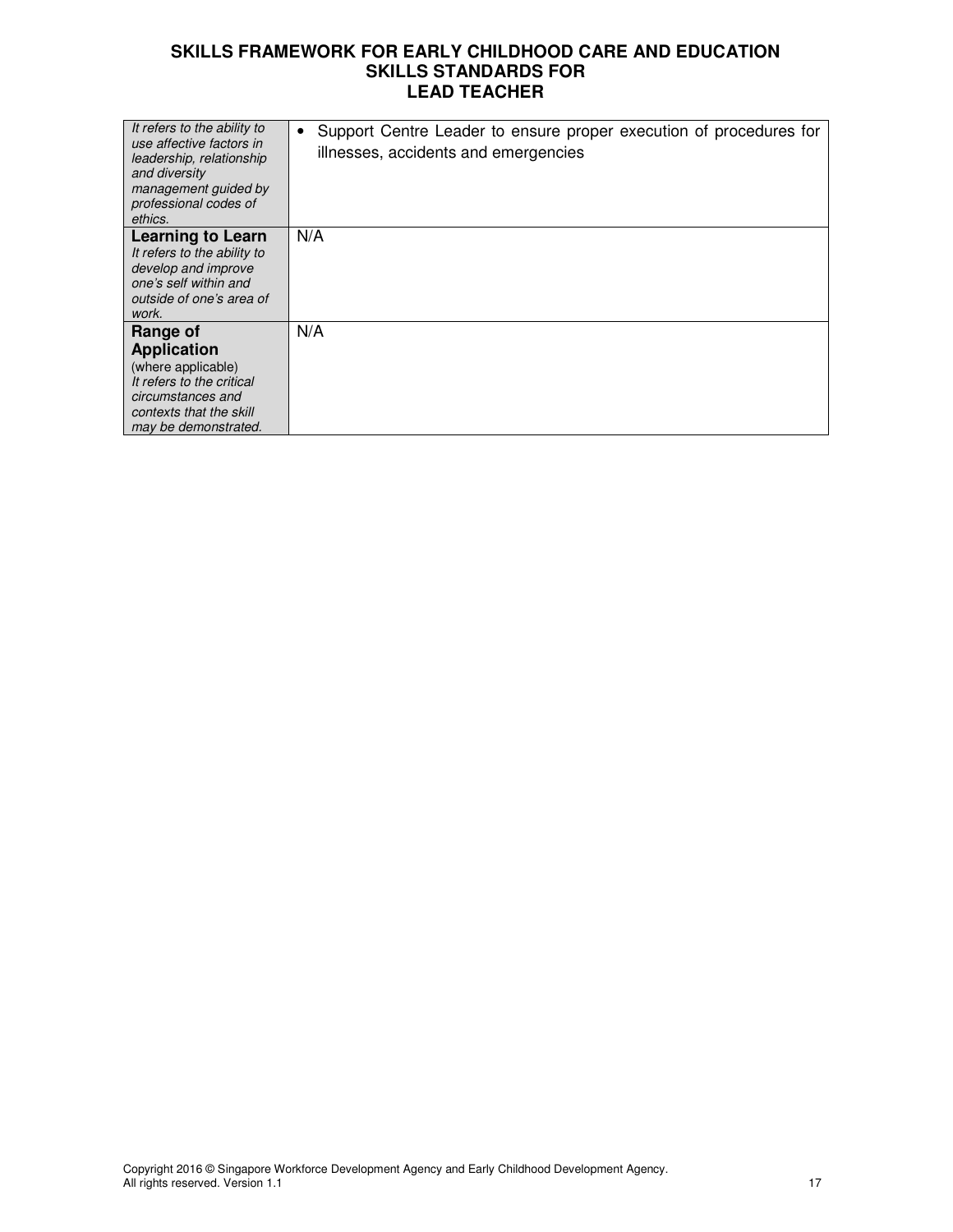# SKILLS FRAMEWORK FOR EARLY CHILDHOOD CARE AND EDUCATION
## SKILLS STANDARDS FOR
## LEAD TEACHER

| | |
|---|---|
| *It refers to the ability to use affective factors in leadership, relationship and diversity management guided by professional codes of ethics.* | • Support Centre Leader to ensure proper execution of procedures for illnesses, accidents and emergencies |
| **Learning to Learn** *It refers to the ability to develop and improve one's self within and outside of one's area of work.* | N/A |
| **Range of Application** (where applicable) *It refers to the critical circumstances and contexts that the skill may be demonstrated.* | N/A |

Copyright 2016 © Singapore Workforce Development Agency and Early Childhood Development Agency. All rights reserved. Version 1.1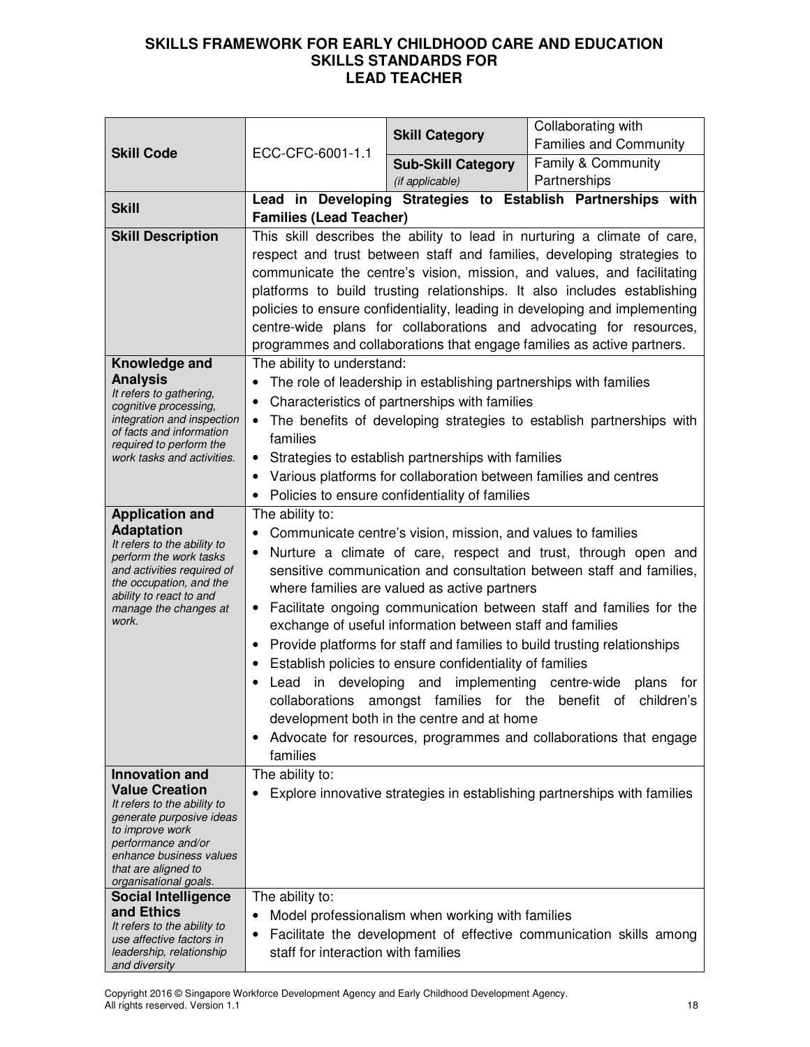# SKILLS FRAMEWORK FOR EARLY CHILDHOOD CARE AND EDUCATION
## SKILLS STANDARDS FOR
## LEAD TEACHER

| **Skill Code** | ECC-CFC-6001-1.1 | **Skill Category** | Collaborating with Families and Community |
|---|---|---|---|
| | | **Sub-Skill Category** *(if applicable)* | Family & Community Partnerships |
| **Skill** | **Lead in Developing Strategies to Establish Partnerships with Families (Lead Teacher)** | | |
| **Skill Description** | This skill describes the ability to lead in nurturing a climate of care, respect and trust between staff and families, developing strategies to communicate the centre's vision, mission, and values, and facilitating platforms to build trusting relationships. It also includes establishing policies to ensure confidentiality, leading in developing and implementing centre-wide plans for collaborations and advocating for resources, programmes and collaborations that engage families as active partners. | | |
| **Knowledge and Analysis** *It refers to gathering, cognitive processing, integration and inspection of facts and information required to perform the work tasks and activities.* | The ability to understand:<br>• The role of leadership in establishing partnerships with families<br>• Characteristics of partnerships with families<br>• The benefits of developing strategies to establish partnerships with families<br>• Strategies to establish partnerships with families<br>• Various platforms for collaboration between families and centres<br>• Policies to ensure confidentiality of families | | |
| **Application and Adaptation** *It refers to the ability to perform the work tasks and activities required of the occupation, and the ability to react to and manage the changes at work.* | The ability to:<br>• Communicate centre's vision, mission, and values to families<br>• Nurture a climate of care, respect and trust, through open and sensitive communication and consultation between staff and families, where families are valued as active partners<br>• Facilitate ongoing communication between staff and families for the exchange of useful information between staff and families<br>• Provide platforms for staff and families to build trusting relationships<br>• Establish policies to ensure confidentiality of families<br>• Lead in developing and implementing centre-wide plans for collaborations amongst families for the benefit of children's development both in the centre and at home<br>• Advocate for resources, programmes and collaborations that engage families | | |
| **Innovation and Value Creation** *It refers to the ability to generate purposive ideas to improve work performance and/or enhance business values that are aligned to organisational goals.* | The ability to:<br>• Explore innovative strategies in establishing partnerships with families | | |
| **Social Intelligence and Ethics** *It refers to the ability to use affective factors in leadership, relationship and diversity* | The ability to:<br>• Model professionalism when working with families<br>• Facilitate the development of effective communication skills among staff for interaction with families | | |

Copyright 2016 © Singapore Workforce Development Agency and Early Childhood Development Agency. All rights reserved. Version 1.1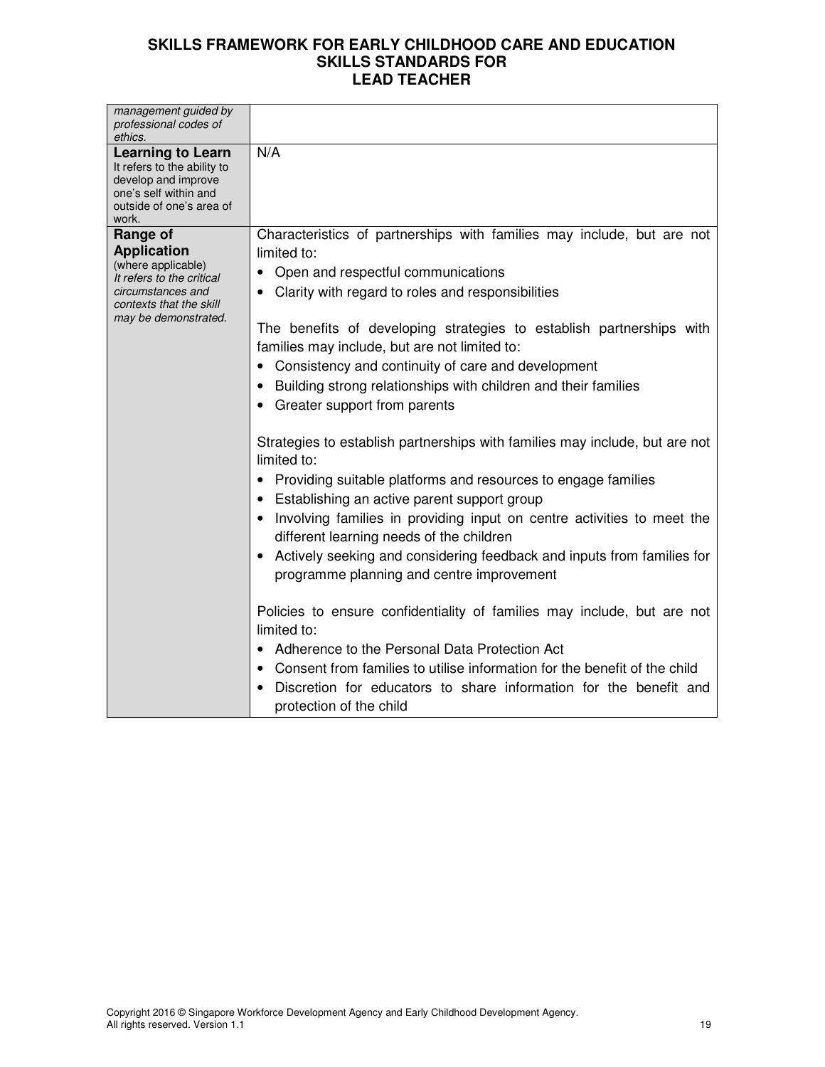| | |
|---|---|
| *management guided by professional codes of ethics.* | |
| **Learning to Learn**<br>It refers to the ability to develop and improve one's self within and outside of one's area of work. | N/A |
| **Range of Application**<br>(where applicable)<br>*It refers to the critical circumstances and contexts that the skill may be demonstrated.* | Characteristics of partnerships with families may include, but are not limited to:<br>• Open and respectful communications<br>• Clarity with regard to roles and responsibilities<br><br>The benefits of developing strategies to establish partnerships with families may include, but are not limited to:<br>• Consistency and continuity of care and development<br>• Building strong relationships with children and their families<br>• Greater support from parents<br><br>Strategies to establish partnerships with families may include, but are not limited to:<br>• Providing suitable platforms and resources to engage families<br>• Establishing an active parent support group<br>• Involving families in providing input on centre activities to meet the different learning needs of the children<br>• Actively seeking and considering feedback and inputs from families for programme planning and centre improvement<br><br>Policies to ensure confidentiality of families may include, but are not limited to:<br>• Adherence to the Personal Data Protection Act<br>• Consent from families to utilise information for the benefit of the child<br>• Discretion for educators to share information for the benefit and protection of the child |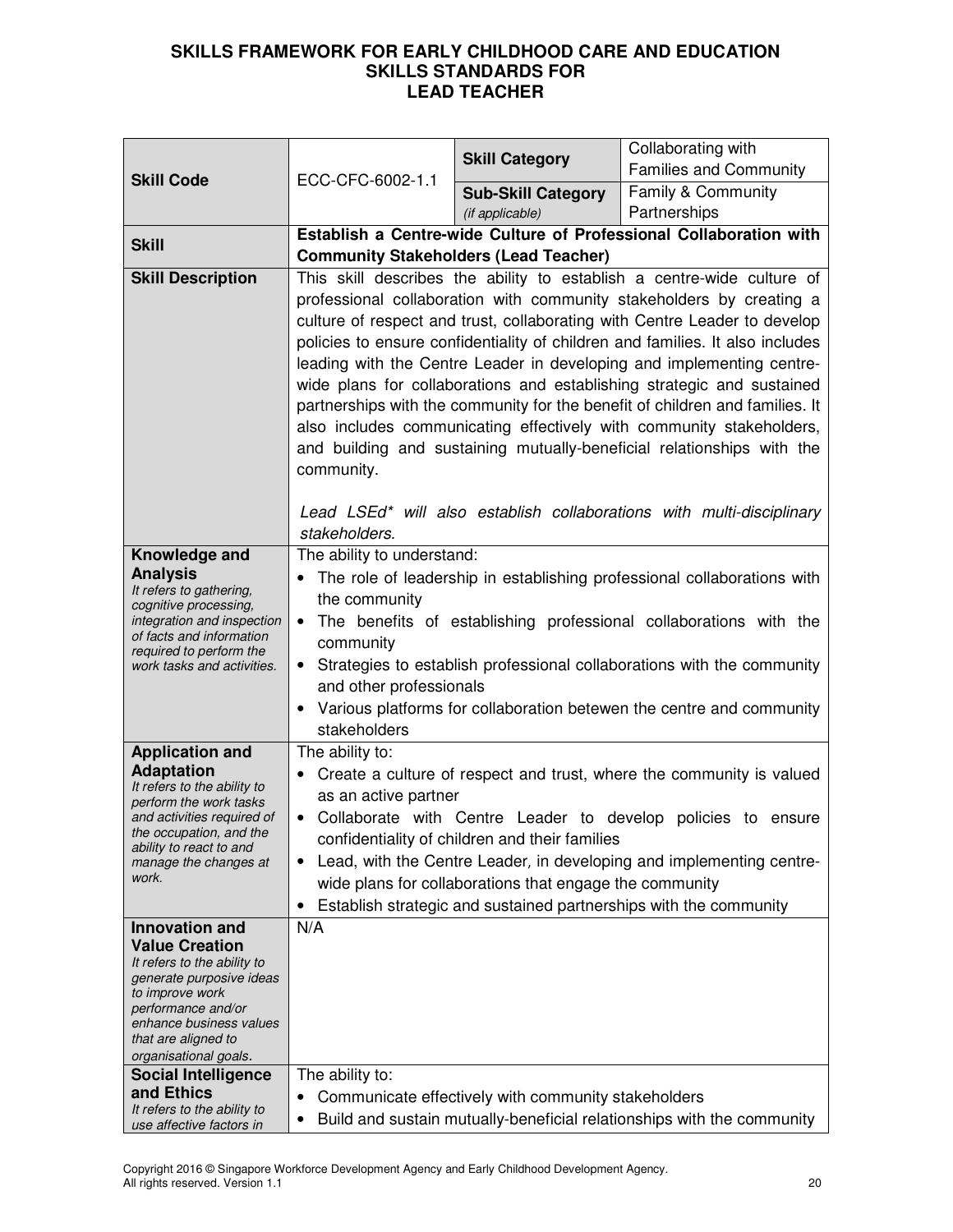# SKILLS FRAMEWORK FOR EARLY CHILDHOOD CARE AND EDUCATION
## SKILLS STANDARDS FOR
## LEAD TEACHER

| | | | |
|---|---|---|---|
| **Skill Code** | ECC-CFC-6002-1.1 | **Skill Category** | Collaborating with Families and Community |
| | | **Sub-Skill Category** *(if applicable)* | Family & Community Partnerships |
| **Skill** | **Establish a Centre-wide Culture of Professional Collaboration with Community Stakeholders (Lead Teacher)** | | |
| **Skill Description** | This skill describes the ability to establish a centre-wide culture of professional collaboration with community stakeholders by creating a culture of respect and trust, collaborating with Centre Leader to develop policies to ensure confidentiality of children and families. It also includes leading with the Centre Leader in developing and implementing centre-wide plans for collaborations and establishing strategic and sustained partnerships with the community for the benefit of children and families. It also includes communicating effectively with community stakeholders, and building and sustaining mutually-beneficial relationships with the community.<br><br>*Lead LSEd\* will also establish collaborations with multi-disciplinary stakeholders.* | | |
| **Knowledge and Analysis**<br>*It refers to gathering, cognitive processing, integration and inspection of facts and information required to perform the work tasks and activities.* | The ability to understand:<br>• The role of leadership in establishing professional collaborations with the community<br>• The benefits of establishing professional collaborations with the community<br>• Strategies to establish professional collaborations with the community and other professionals<br>• Various platforms for collaboration betewen the centre and community stakeholders | | |
| **Application and Adaptation**<br>*It refers to the ability to perform the work tasks and activities required of the occupation, and the ability to react to and manage the changes at work.* | The ability to:<br>• Create a culture of respect and trust, where the community is valued as an active partner<br>• Collaborate with Centre Leader to develop policies to ensure confidentiality of children and their families<br>• Lead, with the Centre Leader, in developing and implementing centre-wide plans for collaborations that engage the community<br>• Establish strategic and sustained partnerships with the community | | |
| **Innovation and Value Creation**<br>*It refers to the ability to generate purposive ideas to improve work performance and/or enhance business values that are aligned to organisational goals.* | N/A | | |
| **Social Intelligence and Ethics**<br>*It refers to the ability to use affective factors in* | The ability to:<br>• Communicate effectively with community stakeholders<br>• Build and sustain mutually-beneficial relationships with the community | | |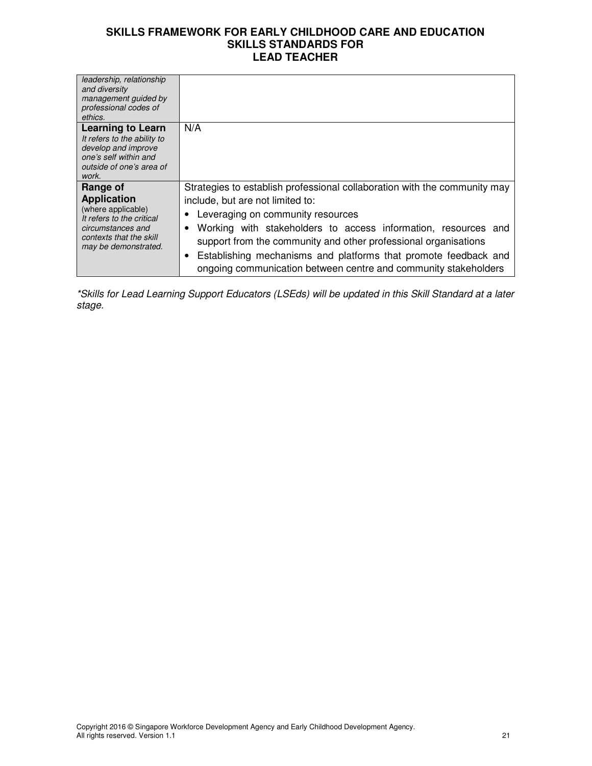| | |
|---|---|
| *leadership, relationship and diversity management guided by professional codes of ethics.* | |
| **Learning to Learn** *It refers to the ability to develop and improve one's self within and outside of one's area of work.* | N/A |
| **Range of Application** (where applicable) *It refers to the critical circumstances and contexts that the skill may be demonstrated.* | Strategies to establish professional collaboration with the community may include, but are not limited to: <br>• Leveraging on community resources <br>• Working with stakeholders to access information, resources and support from the community and other professional organisations <br>• Establishing mechanisms and platforms that promote feedback and ongoing communication between centre and community stakeholders |

*\*Skills for Lead Learning Support Educators (LSEds) will be updated in this Skill Standard at a later stage.*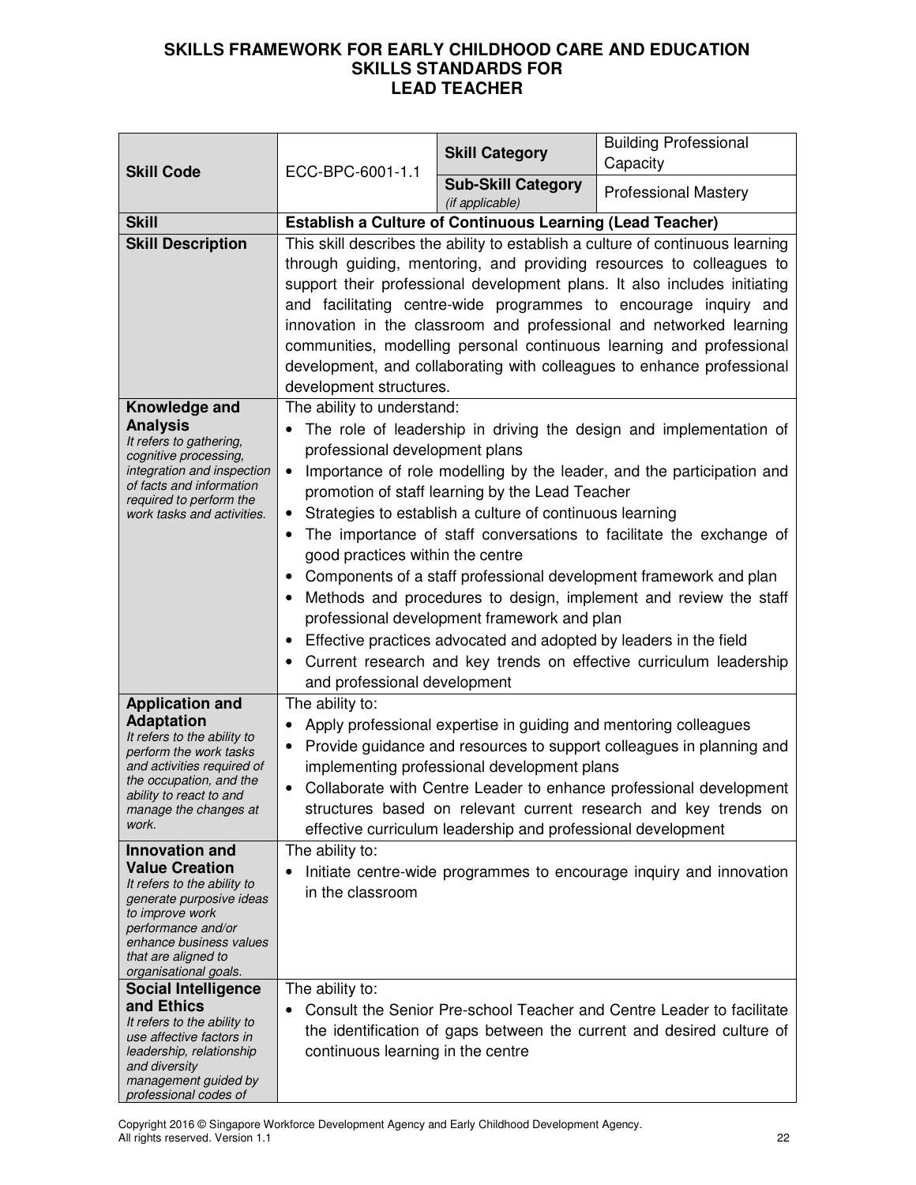**SKILLS FRAMEWORK FOR EARLY CHILDHOOD CARE AND EDUCATION**
**SKILLS STANDARDS FOR**
**LEAD TEACHER**

| **Skill Code** | ECC-BPC-6001-1.1 | **Skill Category** | Building Professional Capacity |
|---|---|---|---|
| | | **Sub-Skill Category** *(if applicable)* | Professional Mastery |
| **Skill** | **Establish a Culture of Continuous Learning (Lead Teacher)** | | |
| **Skill Description** | This skill describes the ability to establish a culture of continuous learning through guiding, mentoring, and providing resources to colleagues to support their professional development plans. It also includes initiating and facilitating centre-wide programmes to encourage inquiry and innovation in the classroom and professional and networked learning communities, modelling personal continuous learning and professional development, and collaborating with colleagues to enhance professional development structures. | | |
| **Knowledge and Analysis** *It refers to gathering, cognitive processing, integration and inspection of facts and information required to perform the work tasks and activities.* | The ability to understand:<br>• The role of leadership in driving the design and implementation of professional development plans<br>• Importance of role modelling by the leader, and the participation and promotion of staff learning by the Lead Teacher<br>• Strategies to establish a culture of continuous learning<br>• The importance of staff conversations to facilitate the exchange of good practices within the centre<br>• Components of a staff professional development framework and plan<br>• Methods and procedures to design, implement and review the staff professional development framework and plan<br>• Effective practices advocated and adopted by leaders in the field<br>• Current research and key trends on effective curriculum leadership and professional development | | |
| **Application and Adaptation** *It refers to the ability to perform the work tasks and activities required of the occupation, and the ability to react to and manage the changes at work.* | The ability to:<br>• Apply professional expertise in guiding and mentoring colleagues<br>• Provide guidance and resources to support colleagues in planning and implementing professional development plans<br>• Collaborate with Centre Leader to enhance professional development structures based on relevant current research and key trends on effective curriculum leadership and professional development | | |
| **Innovation and Value Creation** *It refers to the ability to generate purposive ideas to improve work performance and/or enhance business values that are aligned to organisational goals.* | The ability to:<br>• Initiate centre-wide programmes to encourage inquiry and innovation in the classroom | | |
| **Social Intelligence and Ethics** *It refers to the ability to use affective factors in leadership, relationship and diversity management guided by professional codes of* | The ability to:<br>• Consult the Senior Pre-school Teacher and Centre Leader to facilitate the identification of gaps between the current and desired culture of continuous learning in the centre | | |

Copyright 2016 © Singapore Workforce Development Agency and Early Childhood Development Agency. All rights reserved. Version 1.1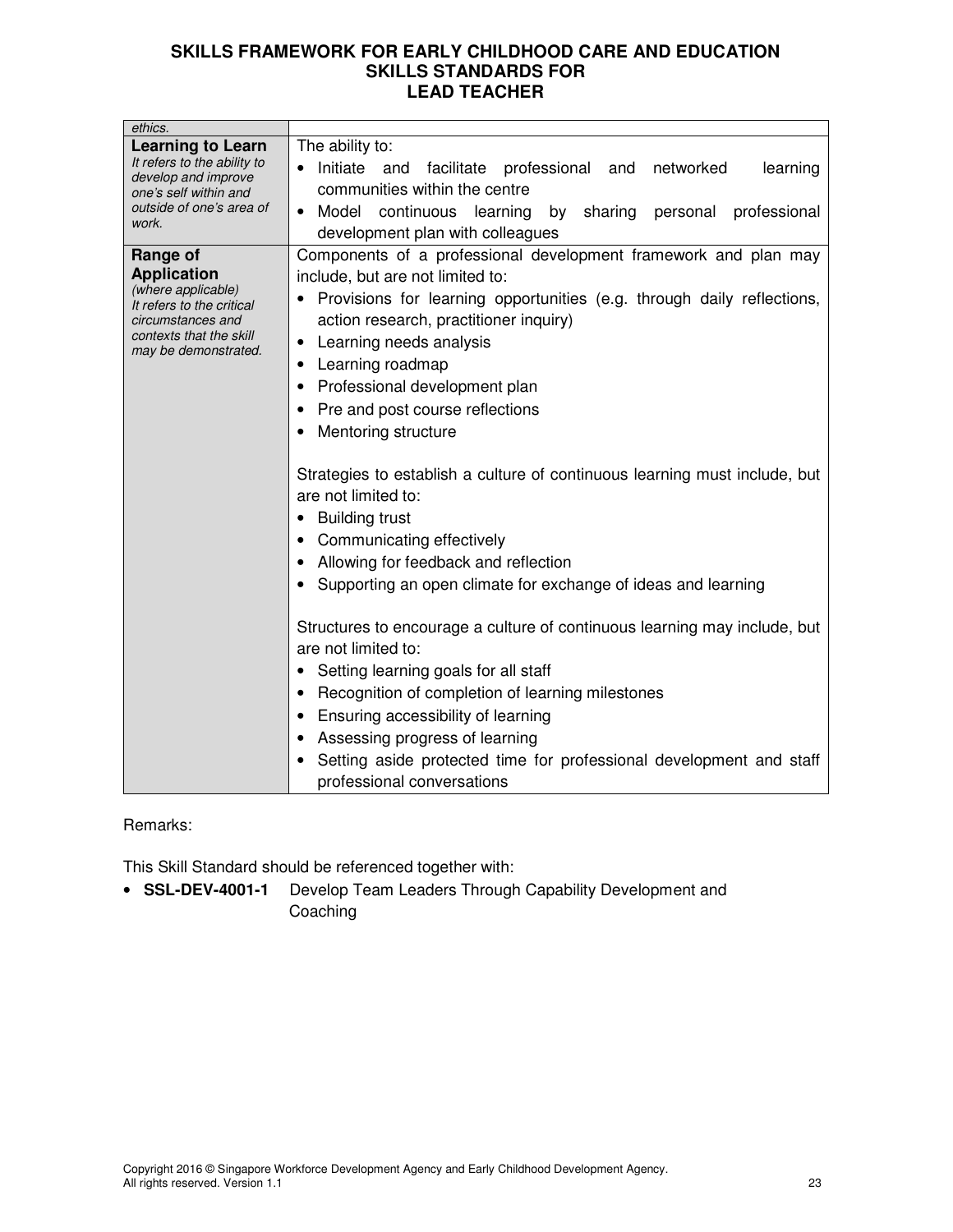| | |
|---|---|
| *ethics.* | |
| **Learning to Learn**<br>*It refers to the ability to develop and improve one's self within and outside of one's area of work.* | The ability to:<br>• Initiate and facilitate professional and networked learning communities within the centre<br>• Model continuous learning by sharing personal professional development plan with colleagues |
| **Range of Application**<br>*(where applicable)*<br>*It refers to the critical circumstances and contexts that the skill may be demonstrated.* | Components of a professional development framework and plan may include, but are not limited to:<br>• Provisions for learning opportunities (e.g. through daily reflections, action research, practitioner inquiry)<br>• Learning needs analysis<br>• Learning roadmap<br>• Professional development plan<br>• Pre and post course reflections<br>• Mentoring structure<br><br>Strategies to establish a culture of continuous learning must include, but are not limited to:<br>• Building trust<br>• Communicating effectively<br>• Allowing for feedback and reflection<br>• Supporting an open climate for exchange of ideas and learning<br><br>Structures to encourage a culture of continuous learning may include, but are not limited to:<br>• Setting learning goals for all staff<br>• Recognition of completion of learning milestones<br>• Ensuring accessibility of learning<br>• Assessing progress of learning<br>• Setting aside protected time for professional development and staff professional conversations |

Remarks:

This Skill Standard should be referenced together with:

- **SSL-DEV-4001-1** Develop Team Leaders Through Capability Development and Coaching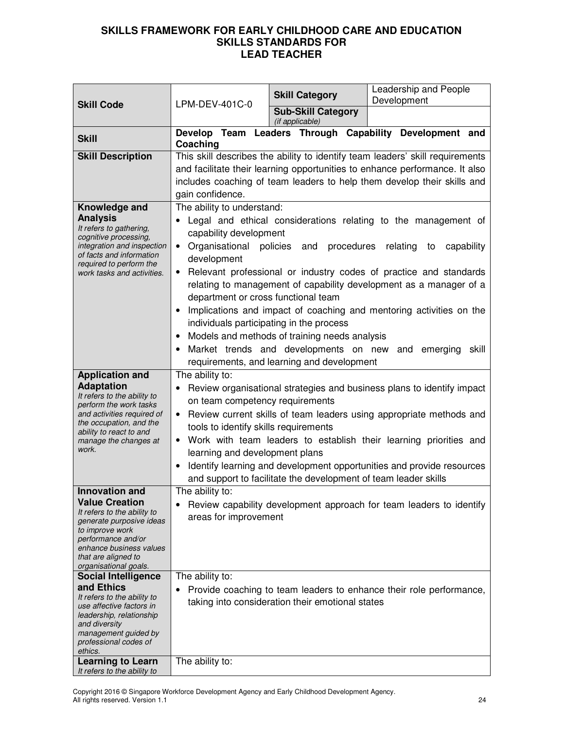# SKILLS FRAMEWORK FOR EARLY CHILDHOOD CARE AND EDUCATION
## SKILLS STANDARDS FOR
## LEAD TEACHER

| | | | |
|---|---|---|---|
| **Skill Code** | LPM-DEV-401C-0 | **Skill Category** | Leadership and People Development |
| | | **Sub-Skill Category** *(if applicable)* | |
| **Skill** | **Develop Team Leaders Through Capability Development and Coaching** | | |
| **Skill Description** | This skill describes the ability to identify team leaders' skill requirements and facilitate their learning opportunities to enhance performance. It also includes coaching of team leaders to help them develop their skills and gain confidence. | | |
| **Knowledge and Analysis** *It refers to gathering, cognitive processing, integration and inspection of facts and information required to perform the work tasks and activities.* | The ability to understand:<br>• Legal and ethical considerations relating to the management of capability development<br>• Organisational policies and procedures relating to capability development<br>• Relevant professional or industry codes of practice and standards relating to management of capability development as a manager of a department or cross functional team<br>• Implications and impact of coaching and mentoring activities on the individuals participating in the process<br>• Models and methods of training needs analysis<br>• Market trends and developments on new and emerging skill requirements, and learning and development | | |
| **Application and Adaptation** *It refers to the ability to perform the work tasks and activities required of the occupation, and the ability to react to and manage the changes at work.* | The ability to:<br>• Review organisational strategies and business plans to identify impact on team competency requirements<br>• Review current skills of team leaders using appropriate methods and tools to identify skills requirements<br>• Work with team leaders to establish their learning priorities and learning and development plans<br>• Identify learning and development opportunities and provide resources and support to facilitate the development of team leader skills | | |
| **Innovation and Value Creation** *It refers to the ability to generate purposive ideas to improve work performance and/or enhance business values that are aligned to organisational goals.* | The ability to:<br>• Review capability development approach for team leaders to identify areas for improvement | | |
| **Social Intelligence and Ethics** *It refers to the ability to use affective factors in leadership, relationship and diversity management guided by professional codes of ethics.* | The ability to:<br>• Provide coaching to team leaders to enhance their role performance, taking into consideration their emotional states | | |
| **Learning to Learn** *It refers to the ability to* | The ability to: | | |

Copyright 2016 © Singapore Workforce Development Agency and Early Childhood Development Agency. All rights reserved. Version 1.1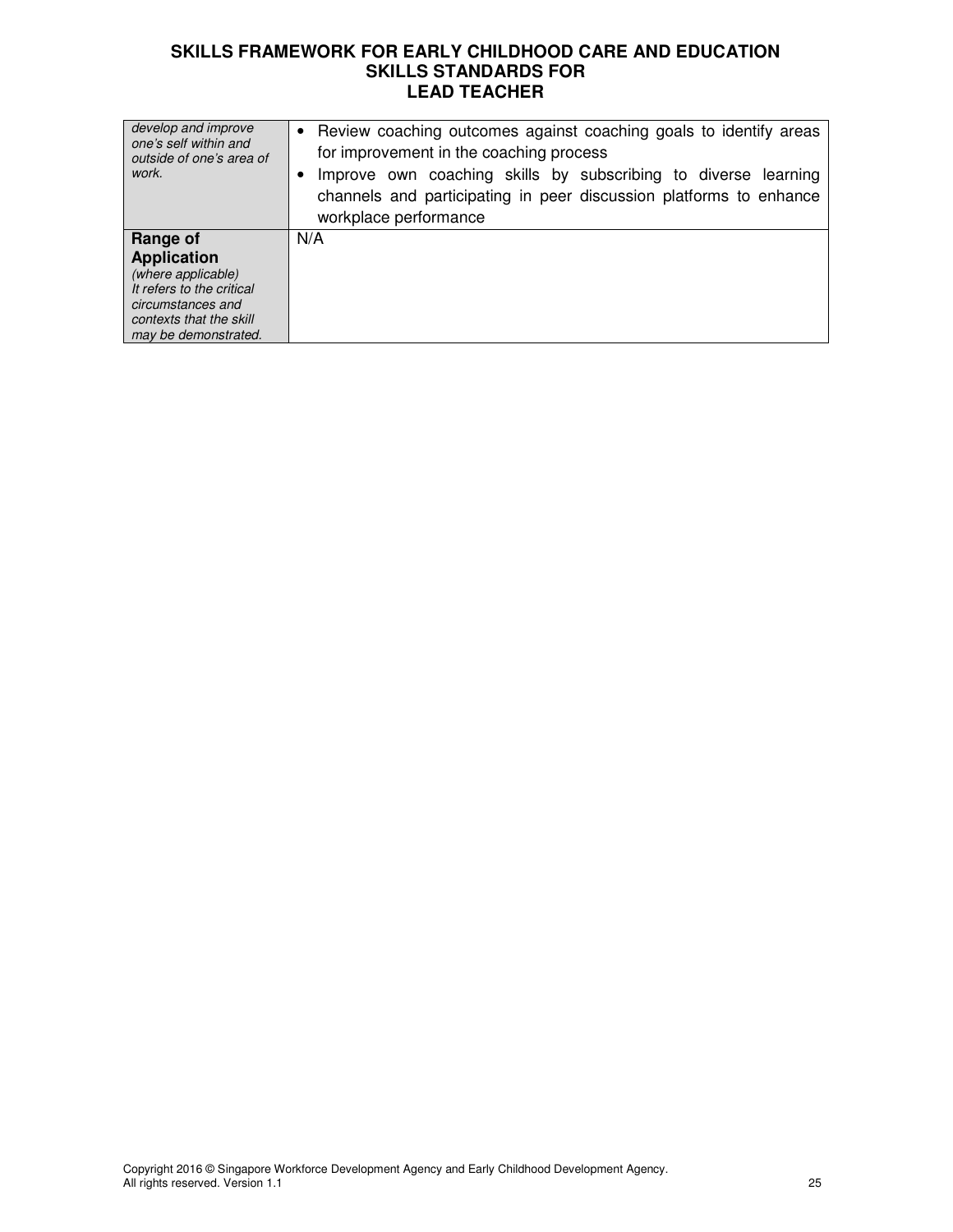| | |
|---|---|
| *develop and improve one's self within and outside of one's area of work.* | • Review coaching outcomes against coaching goals to identify areas for improvement in the coaching process<br>• Improve own coaching skills by subscribing to diverse learning channels and participating in peer discussion platforms to enhance workplace performance |
| **Range of Application**<br>*(where applicable)*<br>*It refers to the critical circumstances and contexts that the skill may be demonstrated.* | N/A |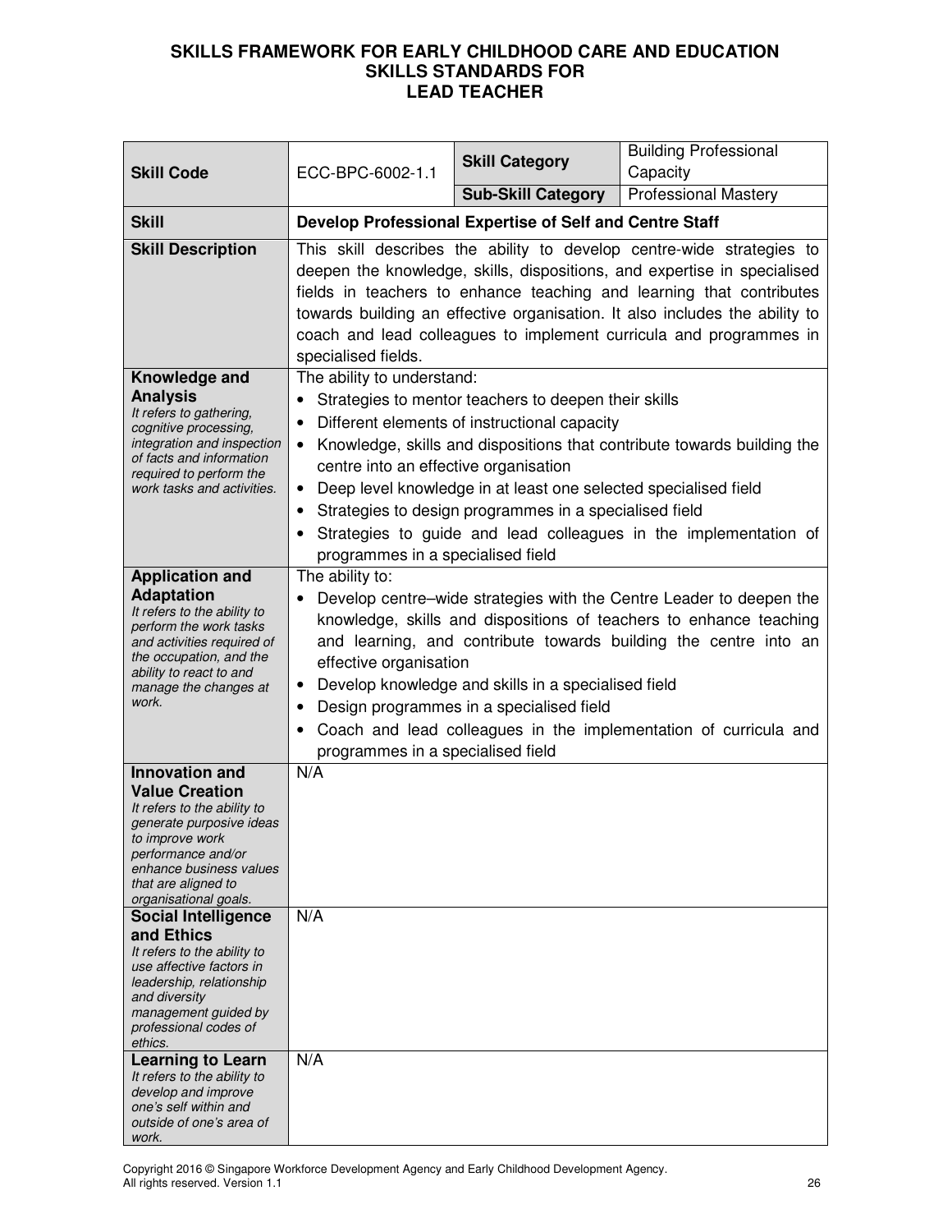**SKILLS FRAMEWORK FOR EARLY CHILDHOOD CARE AND EDUCATION**
**SKILLS STANDARDS FOR**
**LEAD TEACHER**

| **Skill Code** | ECC-BPC-6002-1.1 | **Skill Category** | Building Professional Capacity |
|---|---|---|---|
| | | **Sub-Skill Category** | Professional Mastery |
| **Skill** | **Develop Professional Expertise of Self and Centre Staff** | | |
| **Skill Description** | This skill describes the ability to develop centre-wide strategies to deepen the knowledge, skills, dispositions, and expertise in specialised fields in teachers to enhance teaching and learning that contributes towards building an effective organisation. It also includes the ability to coach and lead colleagues to implement curricula and programmes in specialised fields. | | |
| **Knowledge and Analysis** *It refers to gathering, cognitive processing, integration and inspection of facts and information required to perform the work tasks and activities.* | The ability to understand: <br>• Strategies to mentor teachers to deepen their skills <br>• Different elements of instructional capacity <br>• Knowledge, skills and dispositions that contribute towards building the centre into an effective organisation <br>• Deep level knowledge in at least one selected specialised field <br>• Strategies to design programmes in a specialised field <br>• Strategies to guide and lead colleagues in the implementation of programmes in a specialised field | | |
| **Application and Adaptation** *It refers to the ability to perform the work tasks and activities required of the occupation, and the ability to react to and manage the changes at work.* | The ability to: <br>• Develop centre–wide strategies with the Centre Leader to deepen the knowledge, skills and dispositions of teachers to enhance teaching and learning, and contribute towards building the centre into an effective organisation <br>• Develop knowledge and skills in a specialised field <br>• Design programmes in a specialised field <br>• Coach and lead colleagues in the implementation of curricula and programmes in a specialised field | | |
| **Innovation and Value Creation** *It refers to the ability to generate purposive ideas to improve work performance and/or enhance business values that are aligned to organisational goals.* | N/A | | |
| **Social Intelligence and Ethics** *It refers to the ability to use affective factors in leadership, relationship and diversity management guided by professional codes of ethics.* | N/A | | |
| **Learning to Learn** *It refers to the ability to develop and improve one's self within and outside of one's area of work.* | N/A | | |

Copyright 2016 © Singapore Workforce Development Agency and Early Childhood Development Agency.
All rights reserved. Version 1.1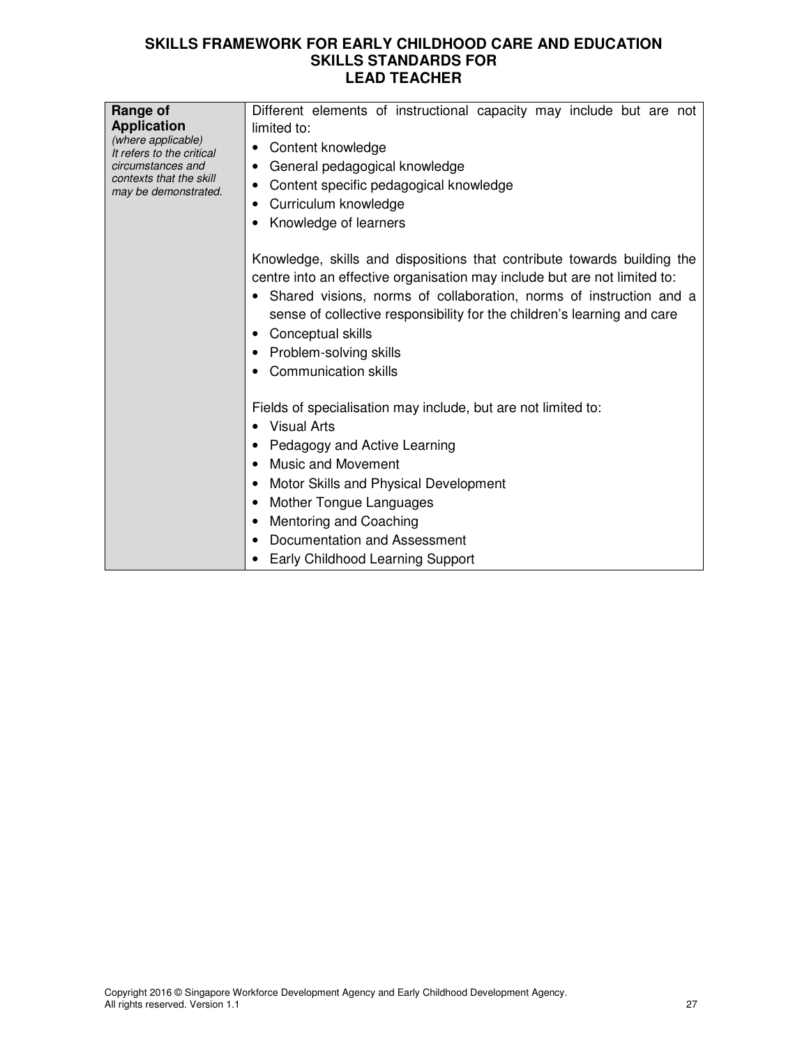| Range of Application<br>*(where applicable)*<br>*It refers to the critical circumstances and contexts that the skill may be demonstrated.* | Different elements of instructional capacity may include but are not limited to:<br>• Content knowledge<br>• General pedagogical knowledge<br>• Content specific pedagogical knowledge<br>• Curriculum knowledge<br>• Knowledge of learners<br><br>Knowledge, skills and dispositions that contribute towards building the centre into an effective organisation may include but are not limited to:<br>• Shared visions, norms of collaboration, norms of instruction and a sense of collective responsibility for the children's learning and care<br>• Conceptual skills<br>• Problem-solving skills<br>• Communication skills<br><br>Fields of specialisation may include, but are not limited to:<br>• Visual Arts<br>• Pedagogy and Active Learning<br>• Music and Movement<br>• Motor Skills and Physical Development<br>• Mother Tongue Languages<br>• Mentoring and Coaching<br>• Documentation and Assessment<br>• Early Childhood Learning Support |
|---|---|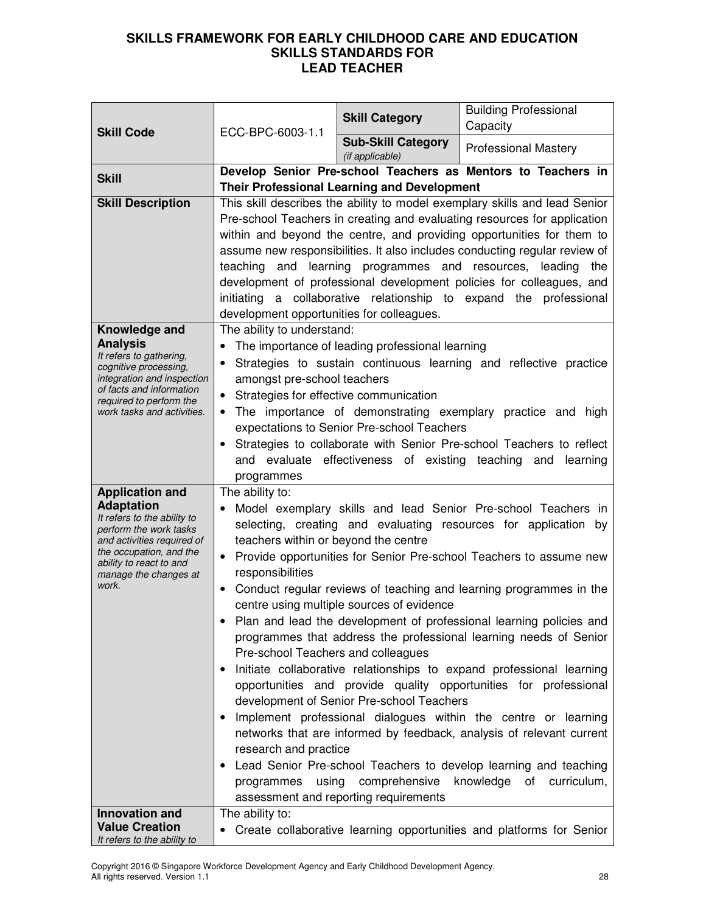# SKILLS FRAMEWORK FOR EARLY CHILDHOOD CARE AND EDUCATION
## SKILLS STANDARDS FOR
## LEAD TEACHER

| **Skill Code** | ECC-BPC-6003-1.1 | **Skill Category** | Building Professional Capacity |
|---|---|---|---|
| | | **Sub-Skill Category** *(if applicable)* | Professional Mastery |
| **Skill** | **Develop Senior Pre-school Teachers as Mentors to Teachers in Their Professional Learning and Development** | | |
| **Skill Description** | This skill describes the ability to model exemplary skills and lead Senior Pre-school Teachers in creating and evaluating resources for application within and beyond the centre, and providing opportunities for them to assume new responsibilities. It also includes conducting regular review of teaching and learning programmes and resources, leading the development of professional development policies for colleagues, and initiating a collaborative relationship to expand the professional development opportunities for colleagues. | | |
| **Knowledge and Analysis** *It refers to gathering, cognitive processing, integration and inspection of facts and information required to perform the work tasks and activities.* | The ability to understand:<br>• The importance of leading professional learning<br>• Strategies to sustain continuous learning and reflective practice amongst pre-school teachers<br>• Strategies for effective communication<br>• The importance of demonstrating exemplary practice and high expectations to Senior Pre-school Teachers<br>• Strategies to collaborate with Senior Pre-school Teachers to reflect and evaluate effectiveness of existing teaching and learning programmes | | |
| **Application and Adaptation** *It refers to the ability to perform the work tasks and activities required of the occupation, and the ability to react to and manage the changes at work.* | The ability to:<br>• Model exemplary skills and lead Senior Pre-school Teachers in selecting, creating and evaluating resources for application by teachers within or beyond the centre<br>• Provide opportunities for Senior Pre-school Teachers to assume new responsibilities<br>• Conduct regular reviews of teaching and learning programmes in the centre using multiple sources of evidence<br>• Plan and lead the development of professional learning policies and programmes that address the professional learning needs of Senior Pre-school Teachers and colleagues<br>• Initiate collaborative relationships to expand professional learning opportunities and provide quality opportunities for professional development of Senior Pre-school Teachers<br>• Implement professional dialogues within the centre or learning networks that are informed by feedback, analysis of relevant current research and practice<br>• Lead Senior Pre-school Teachers to develop learning and teaching programmes using comprehensive knowledge of curriculum, assessment and reporting requirements | | |
| **Innovation and Value Creation** *It refers to the ability to* | The ability to:<br>• Create collaborative learning opportunities and platforms for Senior | | |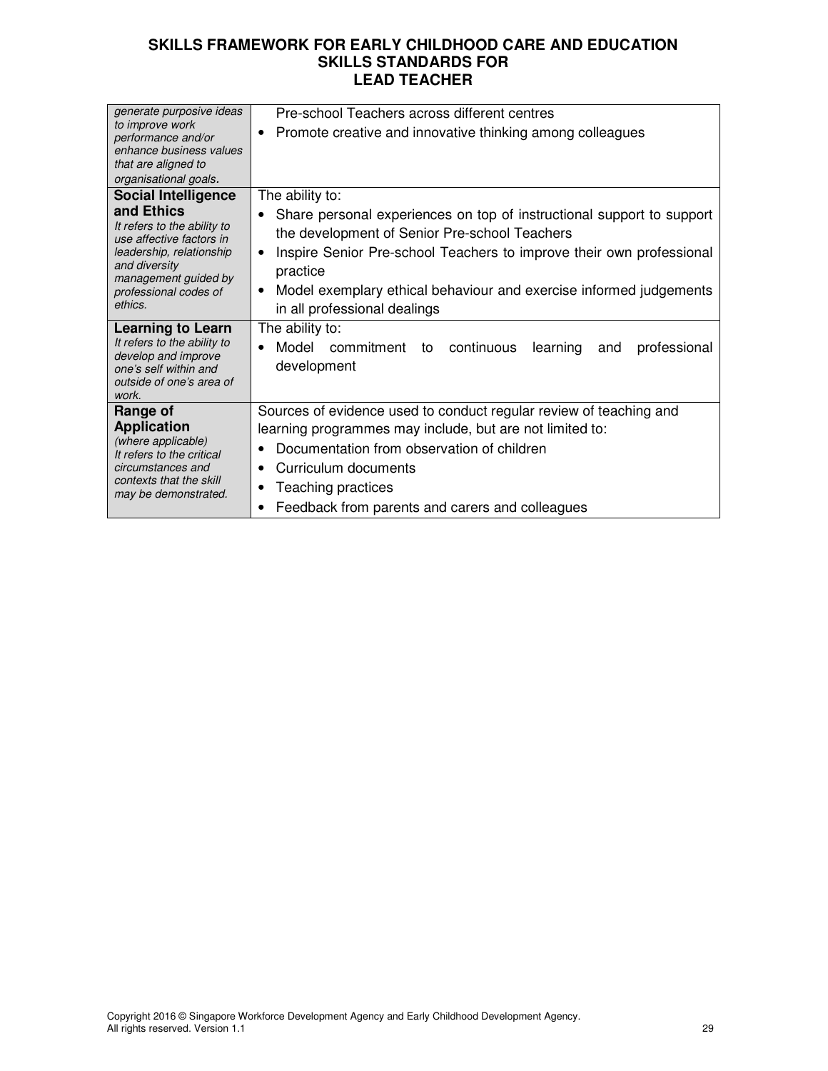# SKILLS FRAMEWORK FOR EARLY CHILDHOOD CARE AND EDUCATION
## SKILLS STANDARDS FOR
## LEAD TEACHER

| | |
|---|---|
| *generate purposive ideas to improve work performance and/or enhance business values that are aligned to organisational goals.* | Pre-school Teachers across different centres<br>• Promote creative and innovative thinking among colleagues |
| **Social Intelligence and Ethics**<br>*It refers to the ability to use affective factors in leadership, relationship and diversity management guided by professional codes of ethics.* | The ability to:<br>• Share personal experiences on top of instructional support to support the development of Senior Pre-school Teachers<br>• Inspire Senior Pre-school Teachers to improve their own professional practice<br>• Model exemplary ethical behaviour and exercise informed judgements in all professional dealings |
| **Learning to Learn**<br>*It refers to the ability to develop and improve one's self within and outside of one's area of work.* | The ability to:<br>• Model commitment to continuous learning and professional development |
| **Range of Application**<br>*(where applicable)*<br>*It refers to the critical circumstances and contexts that the skill may be demonstrated.* | Sources of evidence used to conduct regular review of teaching and learning programmes may include, but are not limited to:<br>• Documentation from observation of children<br>• Curriculum documents<br>• Teaching practices<br>• Feedback from parents and carers and colleagues |

Copyright 2016 © Singapore Workforce Development Agency and Early Childhood Development Agency. All rights reserved. Version 1.1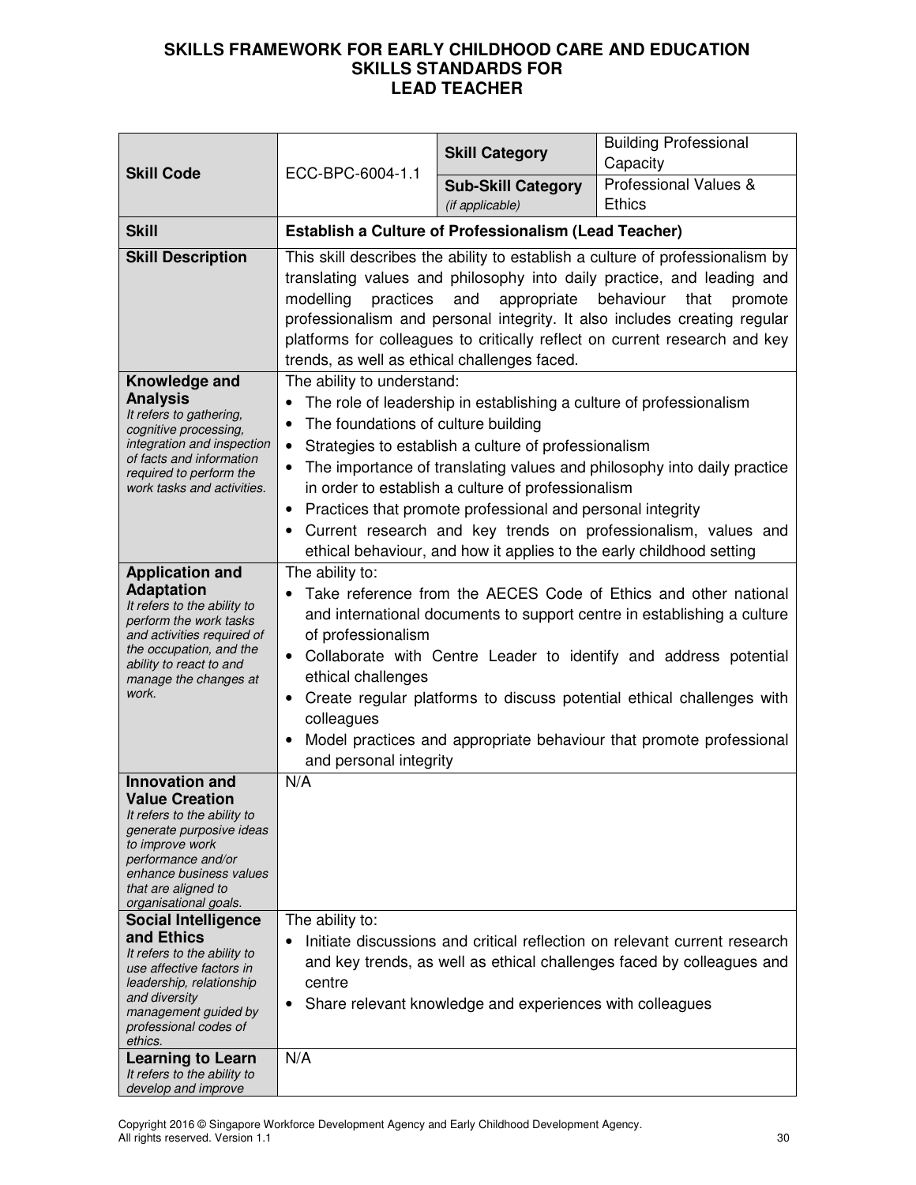# SKILLS FRAMEWORK FOR EARLY CHILDHOOD CARE AND EDUCATION
## SKILLS STANDARDS FOR
## LEAD TEACHER

| **Skill Code** | ECC-BPC-6004-1.1 | **Skill Category** | Building Professional Capacity |
|---|---|---|---|
| | | **Sub-Skill Category** *(if applicable)* | Professional Values & Ethics |
| **Skill** | **Establish a Culture of Professionalism (Lead Teacher)** | | |
| **Skill Description** | This skill describes the ability to establish a culture of professionalism by translating values and philosophy into daily practice, and leading and modelling practices and appropriate behaviour that promote professionalism and personal integrity. It also includes creating regular platforms for colleagues to critically reflect on current research and key trends, as well as ethical challenges faced. | | |
| **Knowledge and Analysis** *It refers to gathering, cognitive processing, integration and inspection of facts and information required to perform the work tasks and activities.* | The ability to understand:<br>• The role of leadership in establishing a culture of professionalism<br>• The foundations of culture building<br>• Strategies to establish a culture of professionalism<br>• The importance of translating values and philosophy into daily practice in order to establish a culture of professionalism<br>• Practices that promote professional and personal integrity<br>• Current research and key trends on professionalism, values and ethical behaviour, and how it applies to the early childhood setting | | |
| **Application and Adaptation** *It refers to the ability to perform the work tasks and activities required of the occupation, and the ability to react to and manage the changes at work.* | The ability to:<br>• Take reference from the AECES Code of Ethics and other national and international documents to support centre in establishing a culture of professionalism<br>• Collaborate with Centre Leader to identify and address potential ethical challenges<br>• Create regular platforms to discuss potential ethical challenges with colleagues<br>• Model practices and appropriate behaviour that promote professional and personal integrity | | |
| **Innovation and Value Creation** *It refers to the ability to generate purposive ideas to improve work performance and/or enhance business values that are aligned to organisational goals.* | N/A | | |
| **Social Intelligence and Ethics** *It refers to the ability to use affective factors in leadership, relationship and diversity management guided by professional codes of ethics.* | The ability to:<br>• Initiate discussions and critical reflection on relevant current research and key trends, as well as ethical challenges faced by colleagues and centre<br>• Share relevant knowledge and experiences with colleagues | | |
| **Learning to Learn** *It refers to the ability to develop and improve* | N/A | | |

Copyright 2016 © Singapore Workforce Development Agency and Early Childhood Development Agency. All rights reserved. Version 1.1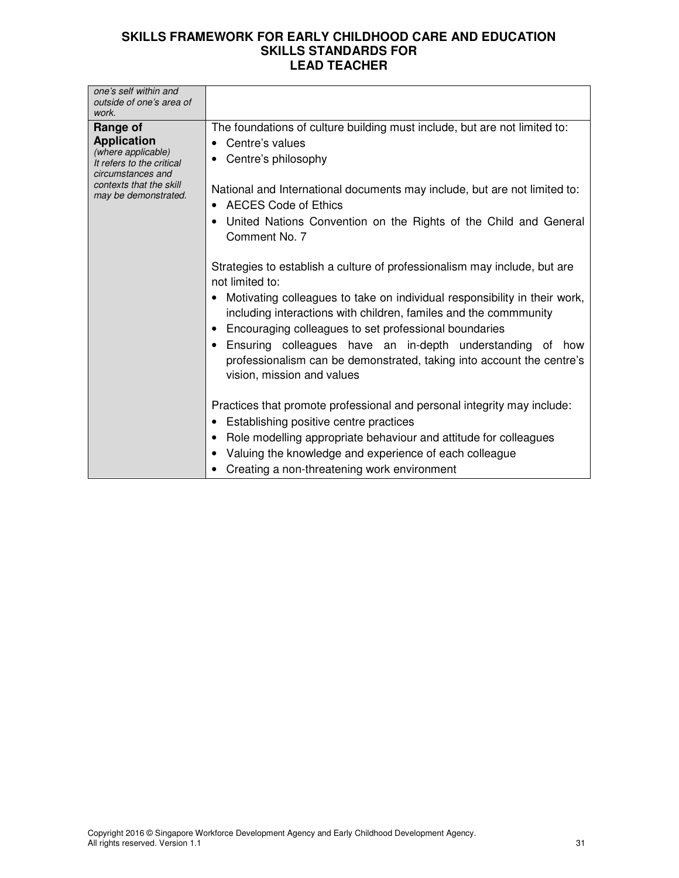| | |
|---|---|
| *one's self within and outside of one's area of work.* | |
| **Range of Application** *(where applicable)* *It refers to the critical circumstances and contexts that the skill may be demonstrated.* | The foundations of culture building must include, but are not limited to:<br>• Centre's values<br>• Centre's philosophy<br><br>National and International documents may include, but are not limited to:<br>• AECES Code of Ethics<br>• United Nations Convention on the Rights of the Child and General Comment No. 7<br><br>Strategies to establish a culture of professionalism may include, but are not limited to:<br>• Motivating colleagues to take on individual responsibility in their work, including interactions with children, familes and the commmunity<br>• Encouraging colleagues to set professional boundaries<br>• Ensuring colleagues have an in-depth understanding of how professionalism can be demonstrated, taking into account the centre's vision, mission and values<br><br>Practices that promote professional and personal integrity may include:<br>• Establishing positive centre practices<br>• Role modelling appropriate behaviour and attitude for colleagues<br>• Valuing the knowledge and experience of each colleague<br>• Creating a non-threatening work environment |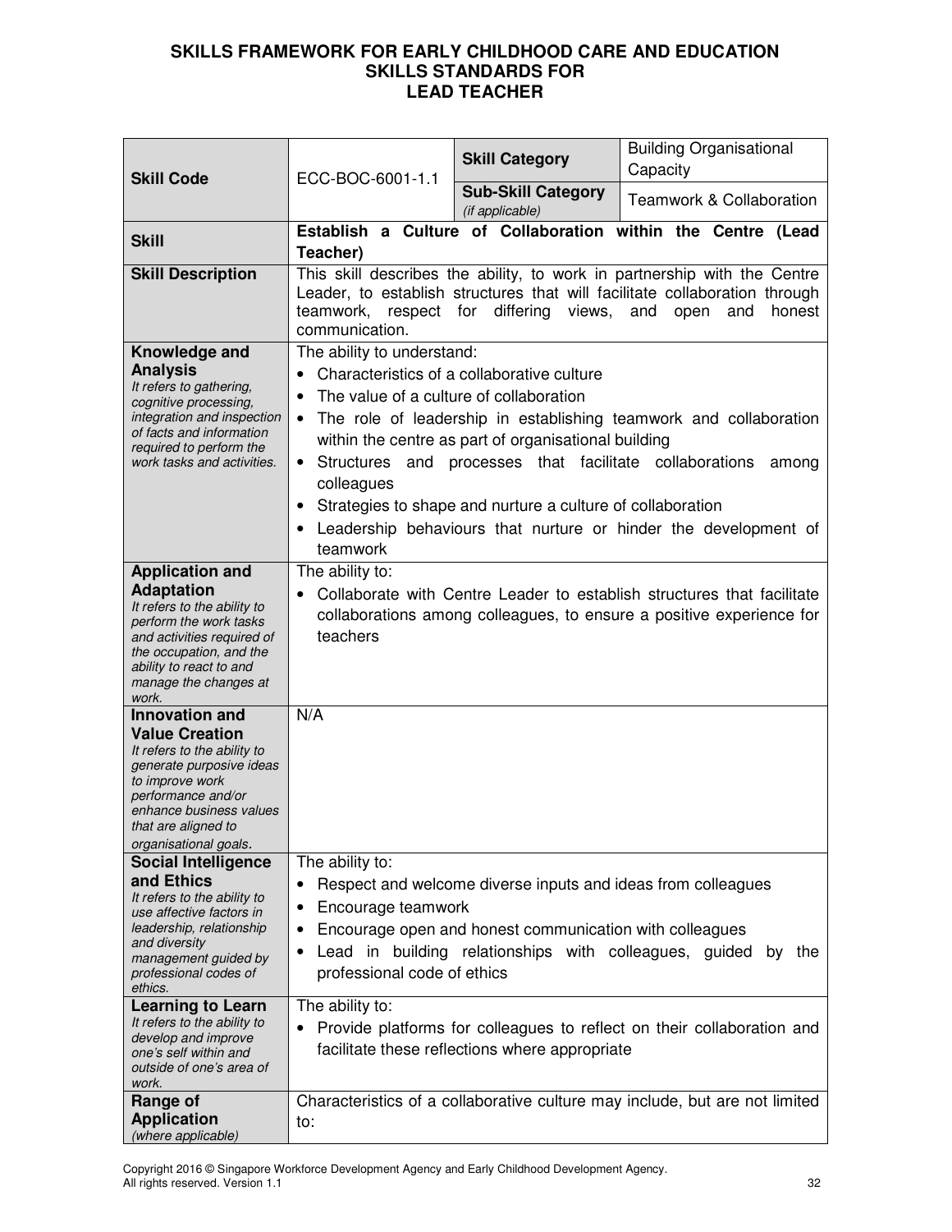**SKILLS FRAMEWORK FOR EARLY CHILDHOOD CARE AND EDUCATION**
**SKILLS STANDARDS FOR**
**LEAD TEACHER**

| **Skill Code** | ECC-BOC-6001-1.1 | **Skill Category** | Building Organisational Capacity |
|---|---|---|---|
| | | **Sub-Skill Category** *(if applicable)* | Teamwork & Collaboration |
| **Skill** | **Establish a Culture of Collaboration within the Centre (Lead Teacher)** | | |
| **Skill Description** | This skill describes the ability, to work in partnership with the Centre Leader, to establish structures that will facilitate collaboration through teamwork, respect for differing views, and open and honest communication. | | |
| **Knowledge and Analysis** *It refers to gathering, cognitive processing, integration and inspection of facts and information required to perform the work tasks and activities.* | The ability to understand:<br>• Characteristics of a collaborative culture<br>• The value of a culture of collaboration<br>• The role of leadership in establishing teamwork and collaboration within the centre as part of organisational building<br>• Structures and processes that facilitate collaborations among colleagues<br>• Strategies to shape and nurture a culture of collaboration<br>• Leadership behaviours that nurture or hinder the development of teamwork | | |
| **Application and Adaptation** *It refers to the ability to perform the work tasks and activities required of the occupation, and the ability to react to and manage the changes at work.* | The ability to:<br>• Collaborate with Centre Leader to establish structures that facilitate collaborations among colleagues, to ensure a positive experience for teachers | | |
| **Innovation and Value Creation** *It refers to the ability to generate purposive ideas to improve work performance and/or enhance business values that are aligned to organisational goals.* | N/A | | |
| **Social Intelligence and Ethics** *It refers to the ability to use affective factors in leadership, relationship and diversity management guided by professional codes of ethics.* | The ability to:<br>• Respect and welcome diverse inputs and ideas from colleagues<br>• Encourage teamwork<br>• Encourage open and honest communication with colleagues<br>• Lead in building relationships with colleagues, guided by the professional code of ethics | | |
| **Learning to Learn** *It refers to the ability to develop and improve one's self within and outside of one's area of work.* | The ability to:<br>• Provide platforms for colleagues to reflect on their collaboration and facilitate these reflections where appropriate | | |
| **Range of Application** *(where applicable)* | Characteristics of a collaborative culture may include, but are not limited to: | | |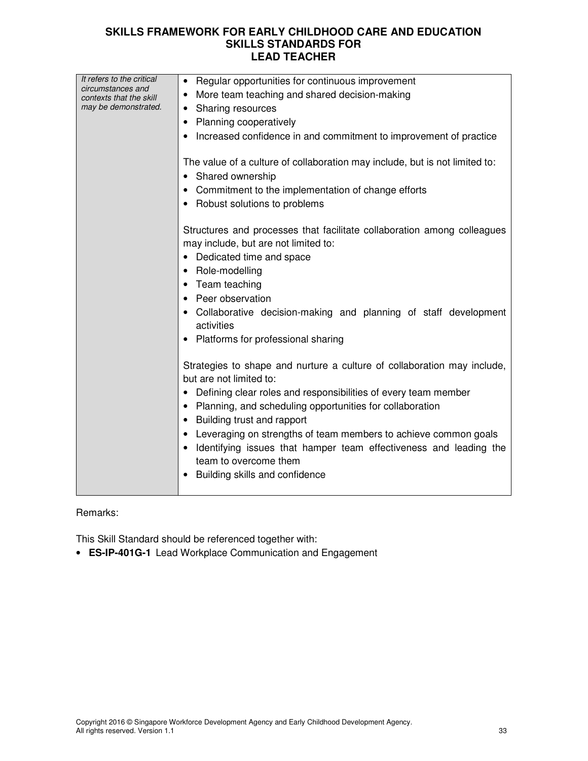| | |
|---|---|
| *It refers to the critical circumstances and contexts that the skill may be demonstrated.* | • Regular opportunities for continuous improvement<br>• More team teaching and shared decision-making<br>• Sharing resources<br>• Planning cooperatively<br>• Increased confidence in and commitment to improvement of practice<br><br>The value of a culture of collaboration may include, but is not limited to:<br>• Shared ownership<br>• Commitment to the implementation of change efforts<br>• Robust solutions to problems<br><br>Structures and processes that facilitate collaboration among colleagues may include, but are not limited to:<br>• Dedicated time and space<br>• Role-modelling<br>• Team teaching<br>• Peer observation<br>• Collaborative decision-making and planning of staff development activities<br>• Platforms for professional sharing<br><br>Strategies to shape and nurture a culture of collaboration may include, but are not limited to:<br>• Defining clear roles and responsibilities of every team member<br>• Planning, and scheduling opportunities for collaboration<br>• Building trust and rapport<br>• Leveraging on strengths of team members to achieve common goals<br>• Identifying issues that hamper team effectiveness and leading the team to overcome them<br>• Building skills and confidence |

Remarks:

This Skill Standard should be referenced together with:

- **ES-IP-401G-1** Lead Workplace Communication and Engagement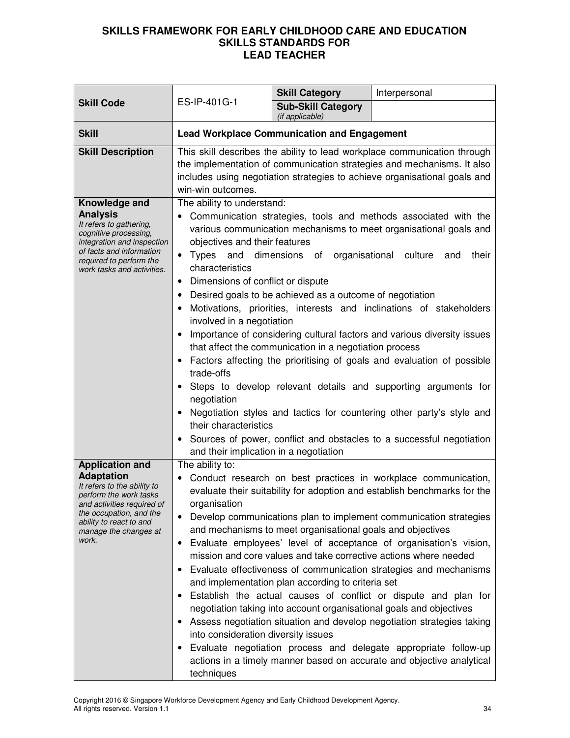# SKILLS FRAMEWORK FOR EARLY CHILDHOOD CARE AND EDUCATION
## SKILLS STANDARDS FOR
## LEAD TEACHER

| **Skill Code** | ES-IP-401G-1 | **Skill Category** | Interpersonal |
|---|---|---|---|
| | | **Sub-Skill Category** *(if applicable)* | |
| **Skill** | **Lead Workplace Communication and Engagement** | | |
| **Skill Description** | This skill describes the ability to lead workplace communication through the implementation of communication strategies and mechanisms. It also includes using negotiation strategies to achieve organisational goals and win-win outcomes. | | |
| **Knowledge and Analysis** *It refers to gathering, cognitive processing, integration and inspection of facts and information required to perform the work tasks and activities.* | The ability to understand: <br>• Communication strategies, tools and methods associated with the various communication mechanisms to meet organisational goals and objectives and their features <br>• Types and dimensions of organisational culture and their characteristics <br>• Dimensions of conflict or dispute <br>• Desired goals to be achieved as a outcome of negotiation <br>• Motivations, priorities, interests and inclinations of stakeholders involved in a negotiation <br>• Importance of considering cultural factors and various diversity issues that affect the communication in a negotiation process <br>• Factors affecting the prioritising of goals and evaluation of possible trade-offs <br>• Steps to develop relevant details and supporting arguments for negotiation <br>• Negotiation styles and tactics for countering other party's style and their characteristics <br>• Sources of power, conflict and obstacles to a successful negotiation and their implication in a negotiation | | |
| **Application and Adaptation** *It refers to the ability to perform the work tasks and activities required of the occupation, and the ability to react to and manage the changes at work.* | The ability to: <br>• Conduct research on best practices in workplace communication, evaluate their suitability for adoption and establish benchmarks for the organisation <br>• Develop communications plan to implement communication strategies and mechanisms to meet organisational goals and objectives <br>• Evaluate employees' level of acceptance of organisation's vision, mission and core values and take corrective actions where needed <br>• Evaluate effectiveness of communication strategies and mechanisms and implementation plan according to criteria set <br>• Establish the actual causes of conflict or dispute and plan for negotiation taking into account organisational goals and objectives <br>• Assess negotiation situation and develop negotiation strategies taking into consideration diversity issues <br>• Evaluate negotiation process and delegate appropriate follow-up actions in a timely manner based on accurate and objective analytical techniques | | |

Copyright 2016 © Singapore Workforce Development Agency and Early Childhood Development Agency. All rights reserved. Version 1.1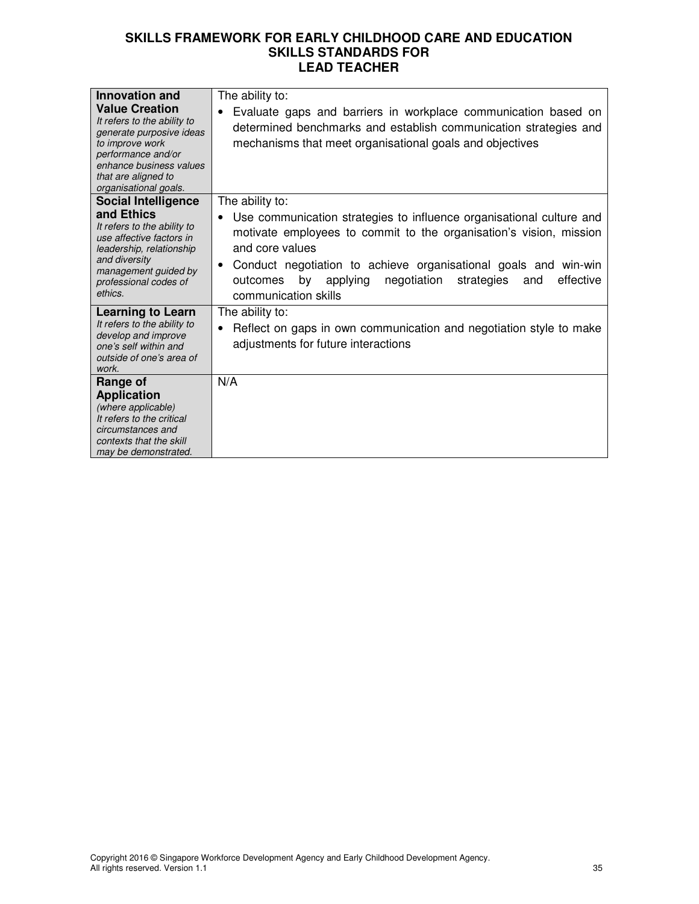**SKILLS FRAMEWORK FOR EARLY CHILDHOOD CARE AND EDUCATION**
**SKILLS STANDARDS FOR**
**LEAD TEACHER**

| | |
|---|---|
| **Innovation and Value Creation**<br>*It refers to the ability to generate purposive ideas to improve work performance and/or enhance business values that are aligned to organisational goals.* | The ability to:<br>• Evaluate gaps and barriers in workplace communication based on determined benchmarks and establish communication strategies and mechanisms that meet organisational goals and objectives |
| **Social Intelligence and Ethics**<br>*It refers to the ability to use affective factors in leadership, relationship and diversity management guided by professional codes of ethics.* | The ability to:<br>• Use communication strategies to influence organisational culture and motivate employees to commit to the organisation's vision, mission and core values<br>• Conduct negotiation to achieve organisational goals and win-win outcomes by applying negotiation strategies and effective communication skills |
| **Learning to Learn**<br>*It refers to the ability to develop and improve one's self within and outside of one's area of work.* | The ability to:<br>• Reflect on gaps in own communication and negotiation style to make adjustments for future interactions |
| **Range of Application**<br>*(where applicable)*<br>*It refers to the critical circumstances and contexts that the skill may be demonstrated.* | N/A |

Copyright 2016 © Singapore Workforce Development Agency and Early Childhood Development Agency.
All rights reserved. Version 1.1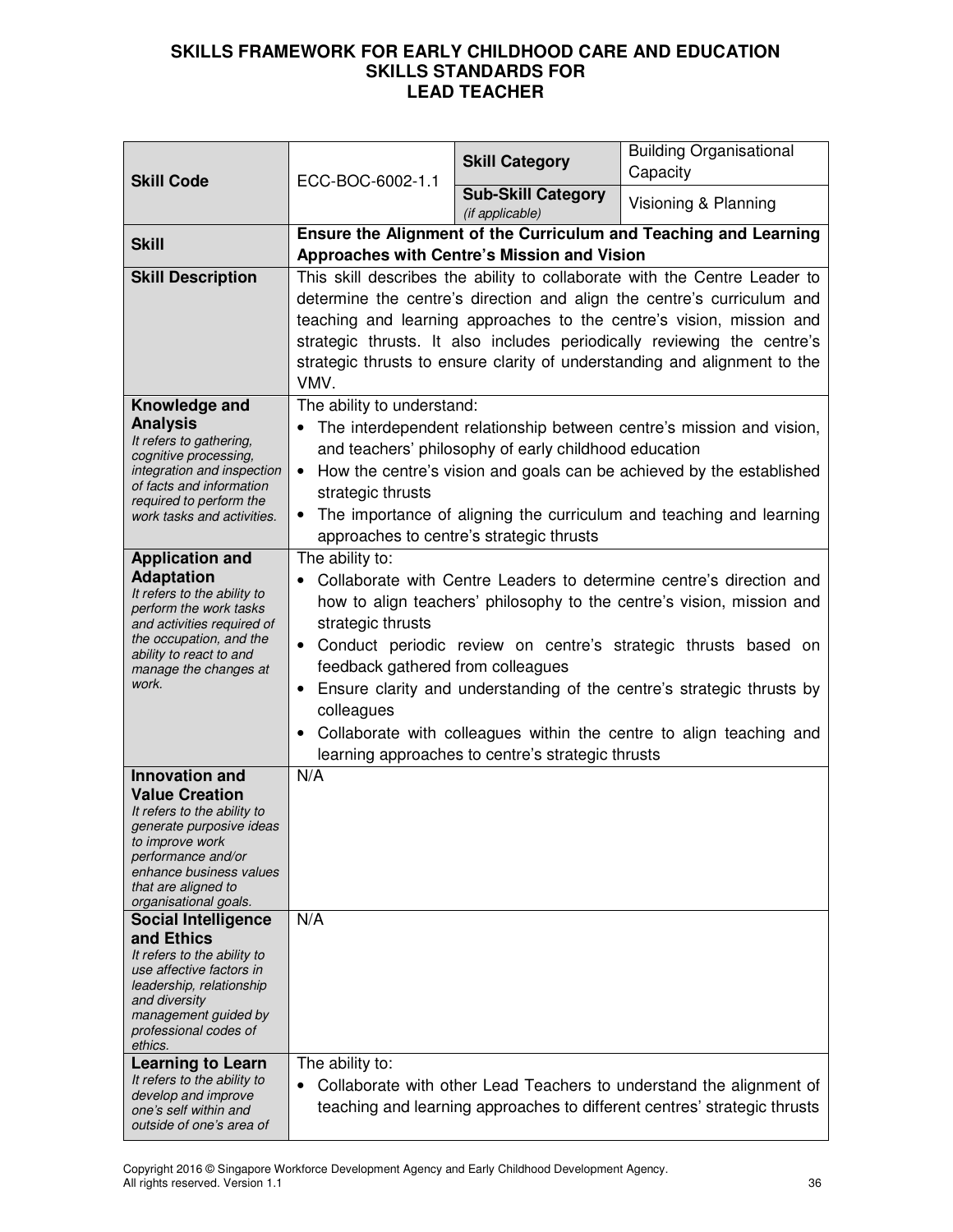**SKILLS FRAMEWORK FOR EARLY CHILDHOOD CARE AND EDUCATION**
**SKILLS STANDARDS FOR**
**LEAD TEACHER**

| **Skill Code** | ECC-BOC-6002-1.1 | **Skill Category** | Building Organisational Capacity |
|---|---|---|---|
| | | **Sub-Skill Category** *(if applicable)* | Visioning & Planning |
| **Skill** | **Ensure the Alignment of the Curriculum and Teaching and Learning Approaches with Centre's Mission and Vision** | | |
| **Skill Description** | This skill describes the ability to collaborate with the Centre Leader to determine the centre's direction and align the centre's curriculum and teaching and learning approaches to the centre's vision, mission and strategic thrusts. It also includes periodically reviewing the centre's strategic thrusts to ensure clarity of understanding and alignment to the VMV. | | |
| **Knowledge and Analysis** *It refers to gathering, cognitive processing, integration and inspection of facts and information required to perform the work tasks and activities.* | The ability to understand:<br>• The interdependent relationship between centre's mission and vision, and teachers' philosophy of early childhood education<br>• How the centre's vision and goals can be achieved by the established strategic thrusts<br>• The importance of aligning the curriculum and teaching and learning approaches to centre's strategic thrusts | | |
| **Application and Adaptation** *It refers to the ability to perform the work tasks and activities required of the occupation, and the ability to react to and manage the changes at work.* | The ability to:<br>• Collaborate with Centre Leaders to determine centre's direction and how to align teachers' philosophy to the centre's vision, mission and strategic thrusts<br>• Conduct periodic review on centre's strategic thrusts based on feedback gathered from colleagues<br>• Ensure clarity and understanding of the centre's strategic thrusts by colleagues<br>• Collaborate with colleagues within the centre to align teaching and learning approaches to centre's strategic thrusts | | |
| **Innovation and Value Creation** *It refers to the ability to generate purposive ideas to improve work performance and/or enhance business values that are aligned to organisational goals.* | N/A | | |
| **Social Intelligence and Ethics** *It refers to the ability to use affective factors in leadership, relationship and diversity management guided by professional codes of ethics.* | N/A | | |
| **Learning to Learn** *It refers to the ability to develop and improve one's self within and outside of one's area of* | The ability to:<br>• Collaborate with other Lead Teachers to understand the alignment of teaching and learning approaches to different centres' strategic thrusts | | |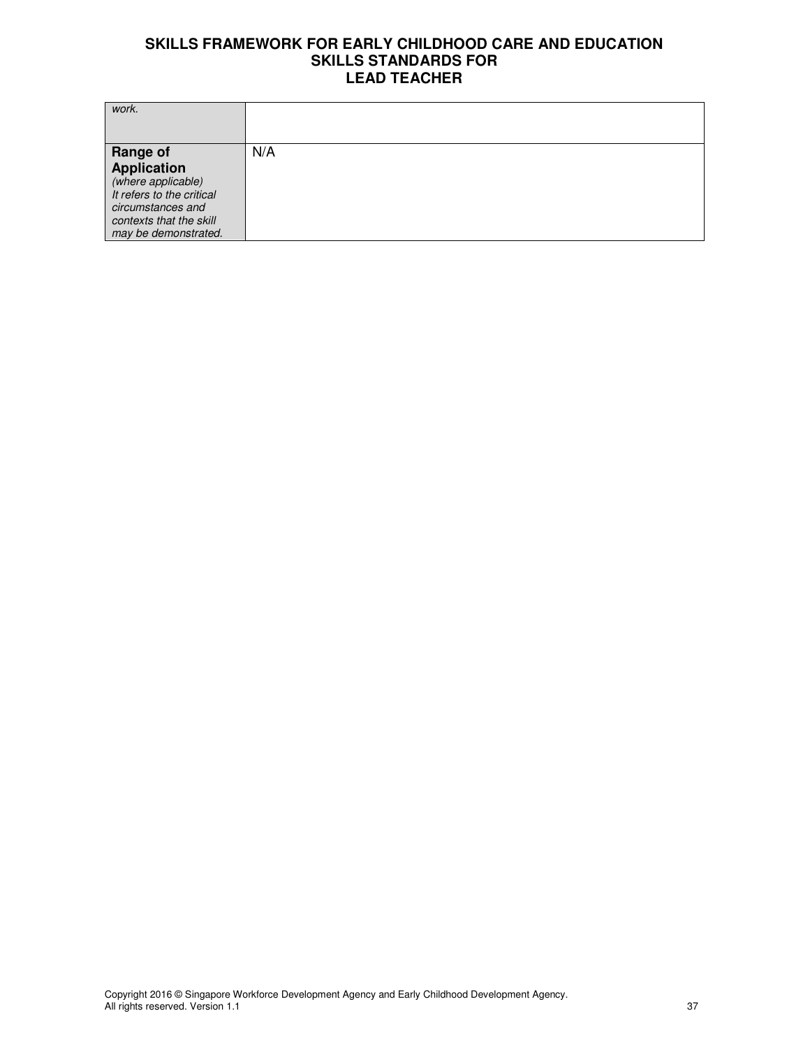| | |
|---|---|
| *work.* | |
| **Range of Application** *(where applicable)* *It refers to the critical circumstances and contexts that the skill may be demonstrated.* | N/A |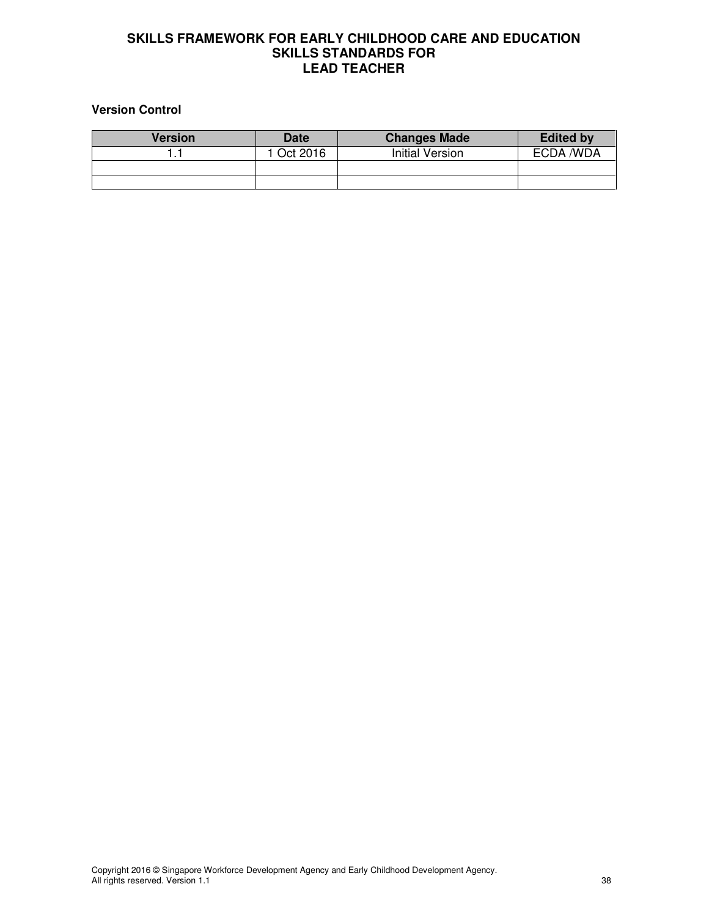**SKILLS FRAMEWORK FOR EARLY CHILDHOOD CARE AND EDUCATION**
**SKILLS STANDARDS FOR**
**LEAD TEACHER**

**Version Control**

| Version | Date | Changes Made | Edited by |
|---|---|---|---|
| 1.1 | 1 Oct 2016 | Initial Version | ECDA /WDA |
| | | | |
| | | | |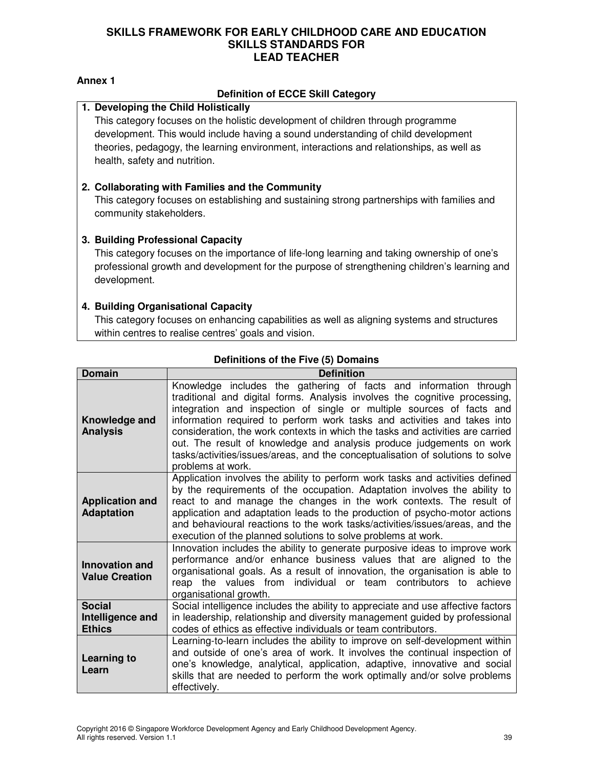# SKILLS FRAMEWORK FOR EARLY CHILDHOOD CARE AND EDUCATION SKILLS STANDARDS FOR LEAD TEACHER

**Annex 1**

## Definition of ECCE Skill Category

1. **Developing the Child Holistically**
   This category focuses on the holistic development of children through programme development. This would include having a sound understanding of child development theories, pedagogy, the learning environment, interactions and relationships, as well as health, safety and nutrition.

2. **Collaborating with Families and the Community**
   This category focuses on establishing and sustaining strong partnerships with families and community stakeholders.

3. **Building Professional Capacity**
   This category focuses on the importance of life-long learning and taking ownership of one's professional growth and development for the purpose of strengthening children's learning and development.

4. **Building Organisational Capacity**
   This category focuses on enhancing capabilities as well as aligning systems and structures within centres to realise centres' goals and vision.

## Definitions of the Five (5) Domains

| Domain | Definition |
|---|---|
| **Knowledge and Analysis** | Knowledge includes the gathering of facts and information through traditional and digital forms. Analysis involves the cognitive processing, integration and inspection of single or multiple sources of facts and information required to perform work tasks and activities and takes into consideration, the work contexts in which the tasks and activities are carried out. The result of knowledge and analysis produce judgements on work tasks/activities/issues/areas, and the conceptualisation of solutions to solve problems at work. |
| **Application and Adaptation** | Application involves the ability to perform work tasks and activities defined by the requirements of the occupation. Adaptation involves the ability to react to and manage the changes in the work contexts. The result of application and adaptation leads to the production of psycho-motor actions and behavioural reactions to the work tasks/activities/issues/areas, and the execution of the planned solutions to solve problems at work. |
| **Innovation and Value Creation** | Innovation includes the ability to generate purposive ideas to improve work performance and/or enhance business values that are aligned to the organisational goals. As a result of innovation, the organisation is able to reap the values from individual or team contributors to achieve organisational growth. |
| **Social Intelligence and Ethics** | Social intelligence includes the ability to appreciate and use affective factors in leadership, relationship and diversity management guided by professional codes of ethics as effective individuals or team contributors. |
| **Learning to Learn** | Learning-to-learn includes the ability to improve on self-development within and outside of one's area of work. It involves the continual inspection of one's knowledge, analytical, application, adaptive, innovative and social skills that are needed to perform the work optimally and/or solve problems effectively. |

Copyright 2016 © Singapore Workforce Development Agency and Early Childhood Development Agency. All rights reserved. Version 1.1